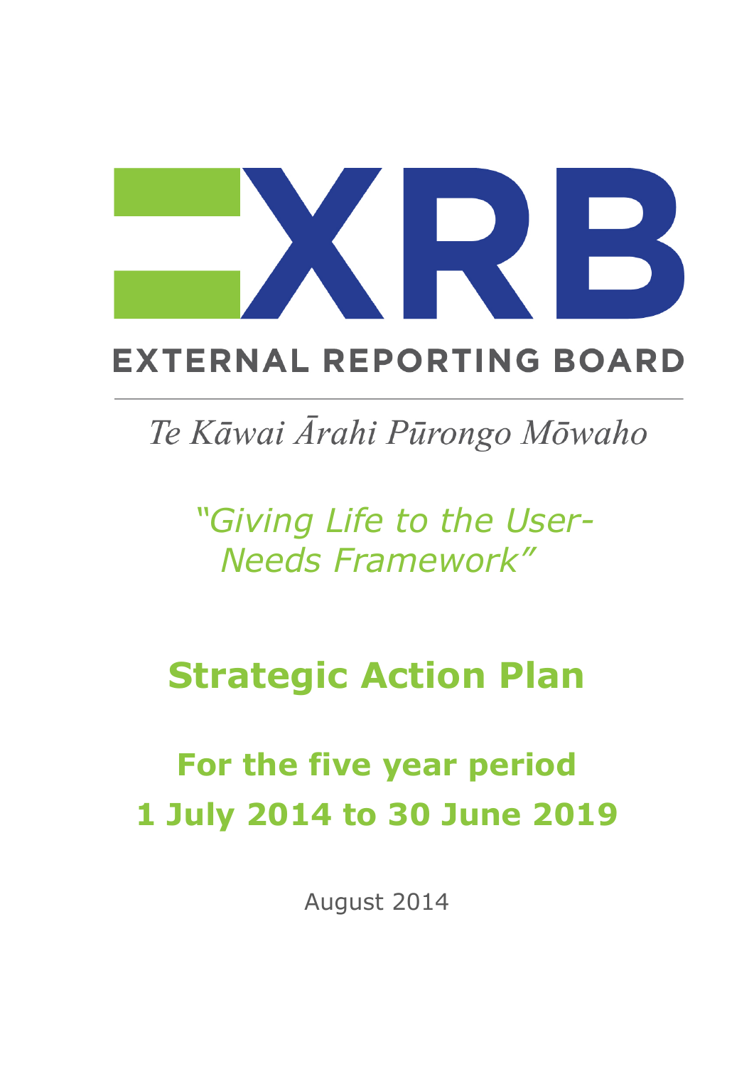# XRB

**EXTERNAL REPORTING BOARD**

*Te Kāwai Ārahi Pūrongo Mōwaho*

*"Giving Life to the User-Needs Framework"*

# Strategic Action Plan

## For the five year period 1 July 2014 to 30 June 2019

August 2014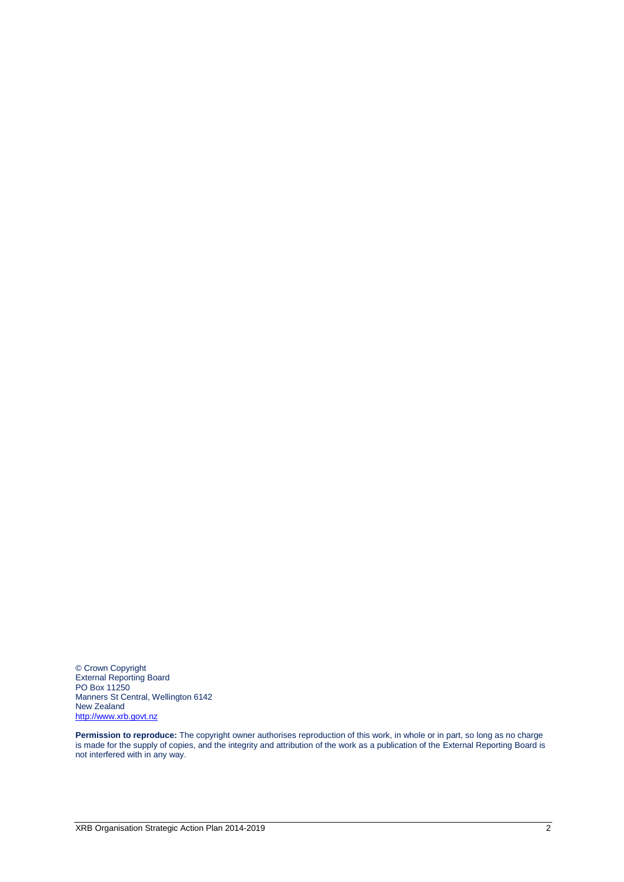© Crown Copyright
External Reporting Board
PO Box 11250
Manners St Central, Wellington 6142
New Zealand
http://www.xrb.govt.nz

**Permission to reproduce:** The copyright owner authorises reproduction of this work, in whole or in part, so long as no charge is made for the supply of copies, and the integrity and attribution of the work as a publication of the External Reporting Board is not interfered with in any way.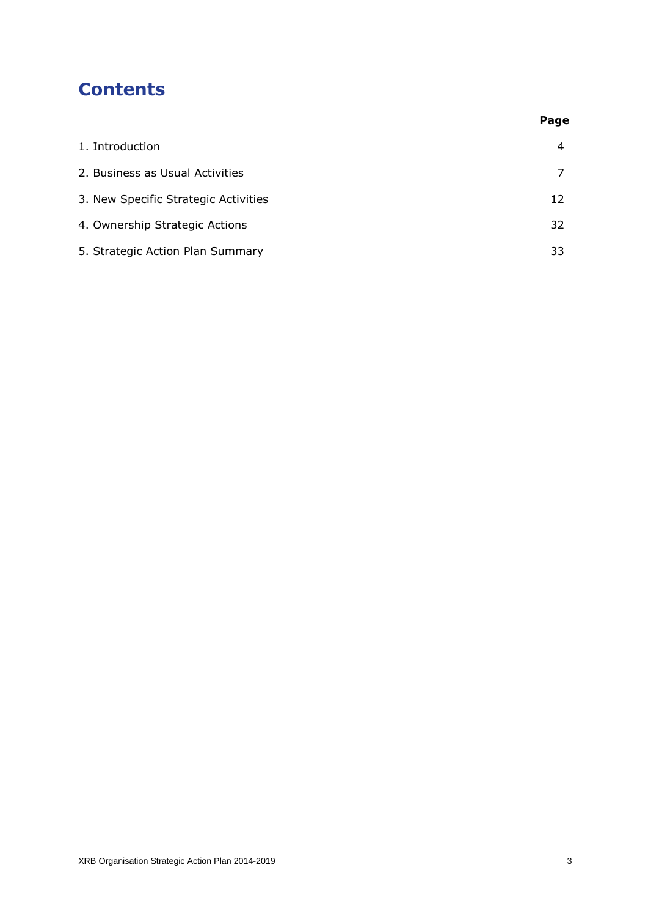# Contents

| | Page |
|---|---|
| 1. Introduction | 4 |
| 2. Business as Usual Activities | 7 |
| 3. New Specific Strategic Activities | 12 |
| 4. Ownership Strategic Actions | 32 |
| 5. Strategic Action Plan Summary | 33 |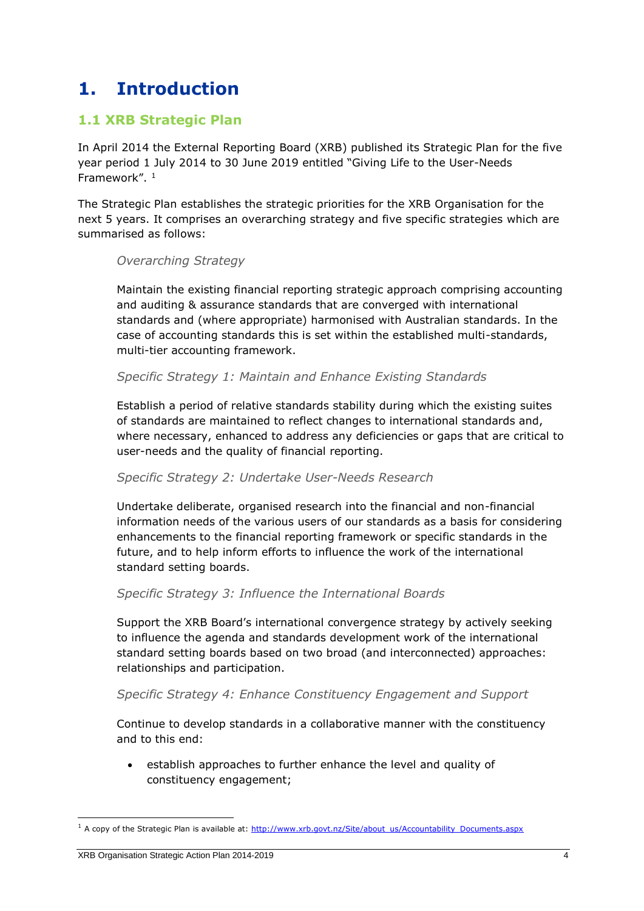# 1. Introduction

## 1.1 XRB Strategic Plan

In April 2014 the External Reporting Board (XRB) published its Strategic Plan for the five year period 1 July 2014 to 30 June 2019 entitled "Giving Life to the User-Needs Framework". [1]

The Strategic Plan establishes the strategic priorities for the XRB Organisation for the next 5 years. It comprises an overarching strategy and five specific strategies which are summarised as follows:

> *Overarching Strategy*
>
> Maintain the existing financial reporting strategic approach comprising accounting and auditing & assurance standards that are converged with international standards and (where appropriate) harmonised with Australian standards. In the case of accounting standards this is set within the established multi-standards, multi-tier accounting framework.
>
> *Specific Strategy 1: Maintain and Enhance Existing Standards*
>
> Establish a period of relative standards stability during which the existing suites of standards are maintained to reflect changes to international standards and, where necessary, enhanced to address any deficiencies or gaps that are critical to user-needs and the quality of financial reporting.
>
> *Specific Strategy 2: Undertake User-Needs Research*
>
> Undertake deliberate, organised research into the financial and non-financial information needs of the various users of our standards as a basis for considering enhancements to the financial reporting framework or specific standards in the future, and to help inform efforts to influence the work of the international standard setting boards.
>
> *Specific Strategy 3: Influence the International Boards*
>
> Support the XRB Board's international convergence strategy by actively seeking to influence the agenda and standards development work of the international standard setting boards based on two broad (and interconnected) approaches: relationships and participation.
>
> *Specific Strategy 4: Enhance Constituency Engagement and Support*
>
> Continue to develop standards in a collaborative manner with the constituency and to this end:
>
> - establish approaches to further enhance the level and quality of constituency engagement;

---

[1] A copy of the Strategic Plan is available at: [http://www.xrb.govt.nz/Site/about_us/Accountability_Documents.aspx](http://www.xrb.govt.nz/Site/about_us/Accountability_Documents.aspx)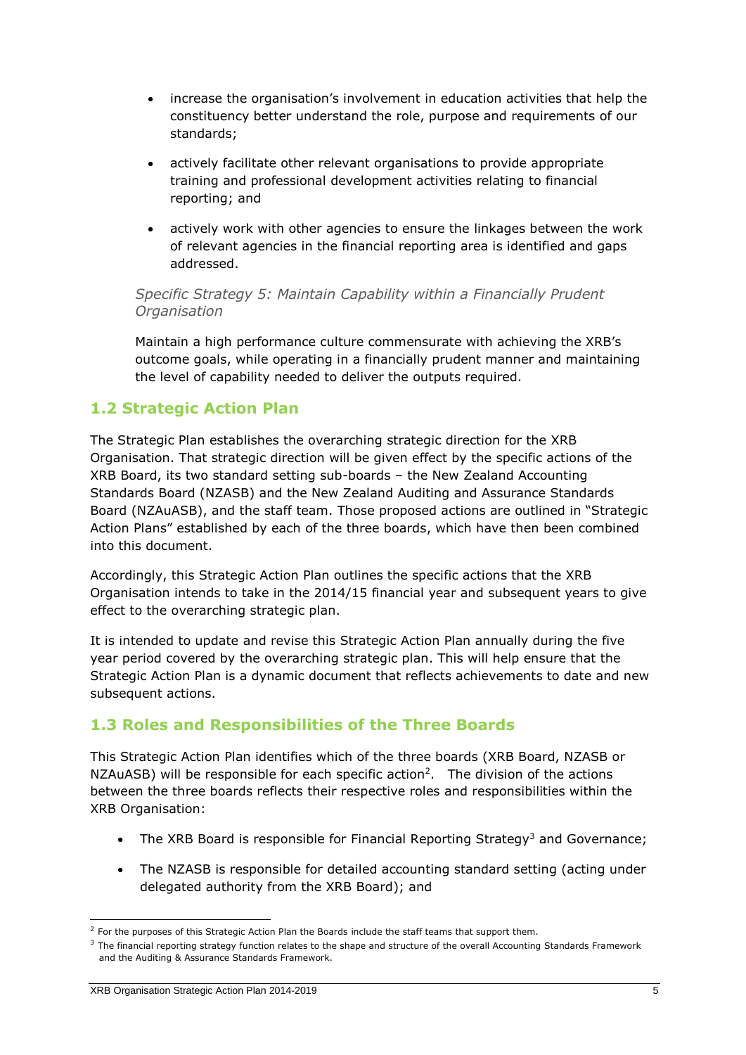- increase the organisation's involvement in education activities that help the constituency better understand the role, purpose and requirements of our standards;
- actively facilitate other relevant organisations to provide appropriate training and professional development activities relating to financial reporting; and
- actively work with other agencies to ensure the linkages between the work of relevant agencies in the financial reporting area is identified and gaps addressed.

*Specific Strategy 5: Maintain Capability within a Financially Prudent Organisation*

Maintain a high performance culture commensurate with achieving the XRB's outcome goals, while operating in a financially prudent manner and maintaining the level of capability needed to deliver the outputs required.

## 1.2 Strategic Action Plan

The Strategic Plan establishes the overarching strategic direction for the XRB Organisation. That strategic direction will be given effect by the specific actions of the XRB Board, its two standard setting sub-boards – the New Zealand Accounting Standards Board (NZASB) and the New Zealand Auditing and Assurance Standards Board (NZAuASB), and the staff team. Those proposed actions are outlined in "Strategic Action Plans" established by each of the three boards, which have then been combined into this document.

Accordingly, this Strategic Action Plan outlines the specific actions that the XRB Organisation intends to take in the 2014/15 financial year and subsequent years to give effect to the overarching strategic plan.

It is intended to update and revise this Strategic Action Plan annually during the five year period covered by the overarching strategic plan. This will help ensure that the Strategic Action Plan is a dynamic document that reflects achievements to date and new subsequent actions.

## 1.3 Roles and Responsibilities of the Three Boards

This Strategic Action Plan identifies which of the three boards (XRB Board, NZASB or NZAuASB) will be responsible for each specific action[2]. The division of the actions between the three boards reflects their respective roles and responsibilities within the XRB Organisation:

- The XRB Board is responsible for Financial Reporting Strategy[3] and Governance;
- The NZASB is responsible for detailed accounting standard setting (acting under delegated authority from the XRB Board); and

[2] For the purposes of this Strategic Action Plan the Boards include the staff teams that support them.

[3] The financial reporting strategy function relates to the shape and structure of the overall Accounting Standards Framework and the Auditing & Assurance Standards Framework.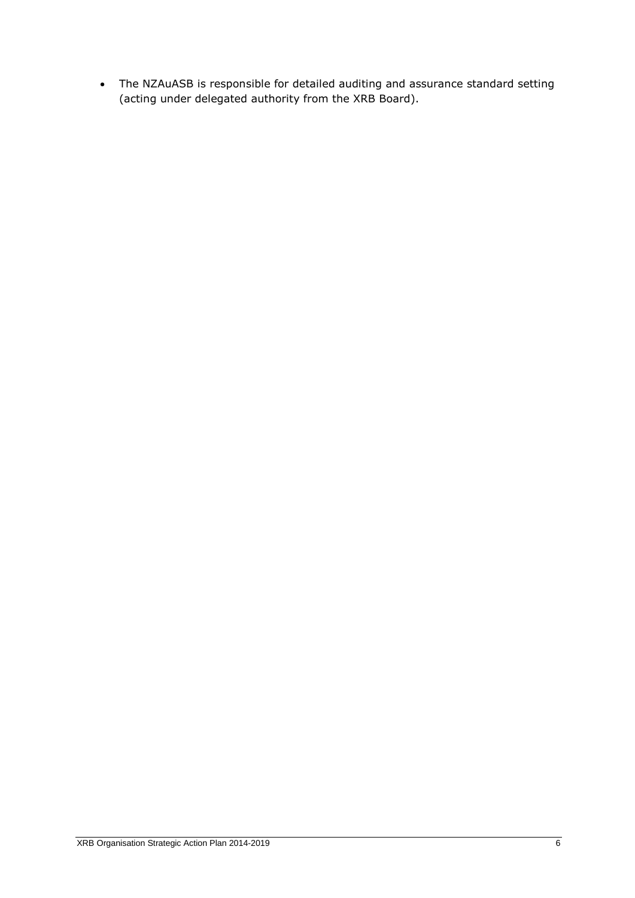- The NZAuASB is responsible for detailed auditing and assurance standard setting (acting under delegated authority from the XRB Board).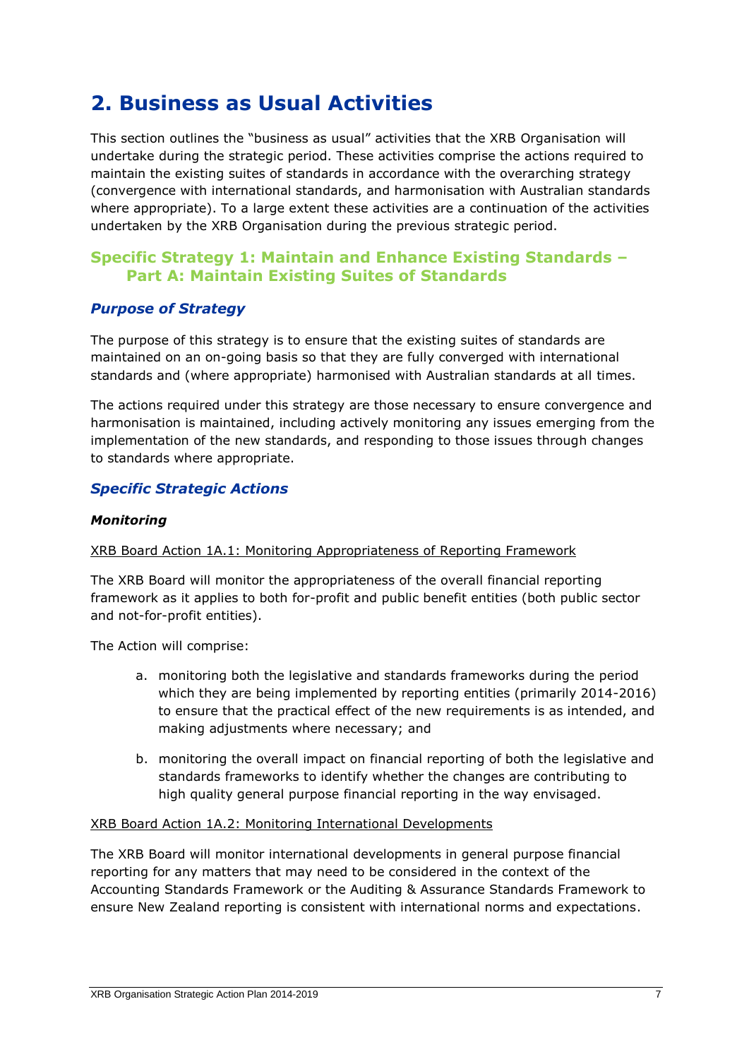# 2. Business as Usual Activities

This section outlines the "business as usual" activities that the XRB Organisation will undertake during the strategic period. These activities comprise the actions required to maintain the existing suites of standards in accordance with the overarching strategy (convergence with international standards, and harmonisation with Australian standards where appropriate). To a large extent these activities are a continuation of the activities undertaken by the XRB Organisation during the previous strategic period.

## Specific Strategy 1: Maintain and Enhance Existing Standards – Part A: Maintain Existing Suites of Standards

### *Purpose of Strategy*

The purpose of this strategy is to ensure that the existing suites of standards are maintained on an on-going basis so that they are fully converged with international standards and (where appropriate) harmonised with Australian standards at all times.

The actions required under this strategy are those necessary to ensure convergence and harmonisation is maintained, including actively monitoring any issues emerging from the implementation of the new standards, and responding to those issues through changes to standards where appropriate.

### *Specific Strategic Actions*

#### *Monitoring*

XRB Board Action 1A.1: Monitoring Appropriateness of Reporting Framework

The XRB Board will monitor the appropriateness of the overall financial reporting framework as it applies to both for-profit and public benefit entities (both public sector and not-for-profit entities).

The Action will comprise:

a. monitoring both the legislative and standards frameworks during the period which they are being implemented by reporting entities (primarily 2014-2016) to ensure that the practical effect of the new requirements is as intended, and making adjustments where necessary; and

b. monitoring the overall impact on financial reporting of both the legislative and standards frameworks to identify whether the changes are contributing to high quality general purpose financial reporting in the way envisaged.

XRB Board Action 1A.2: Monitoring International Developments

The XRB Board will monitor international developments in general purpose financial reporting for any matters that may need to be considered in the context of the Accounting Standards Framework or the Auditing & Assurance Standards Framework to ensure New Zealand reporting is consistent with international norms and expectations.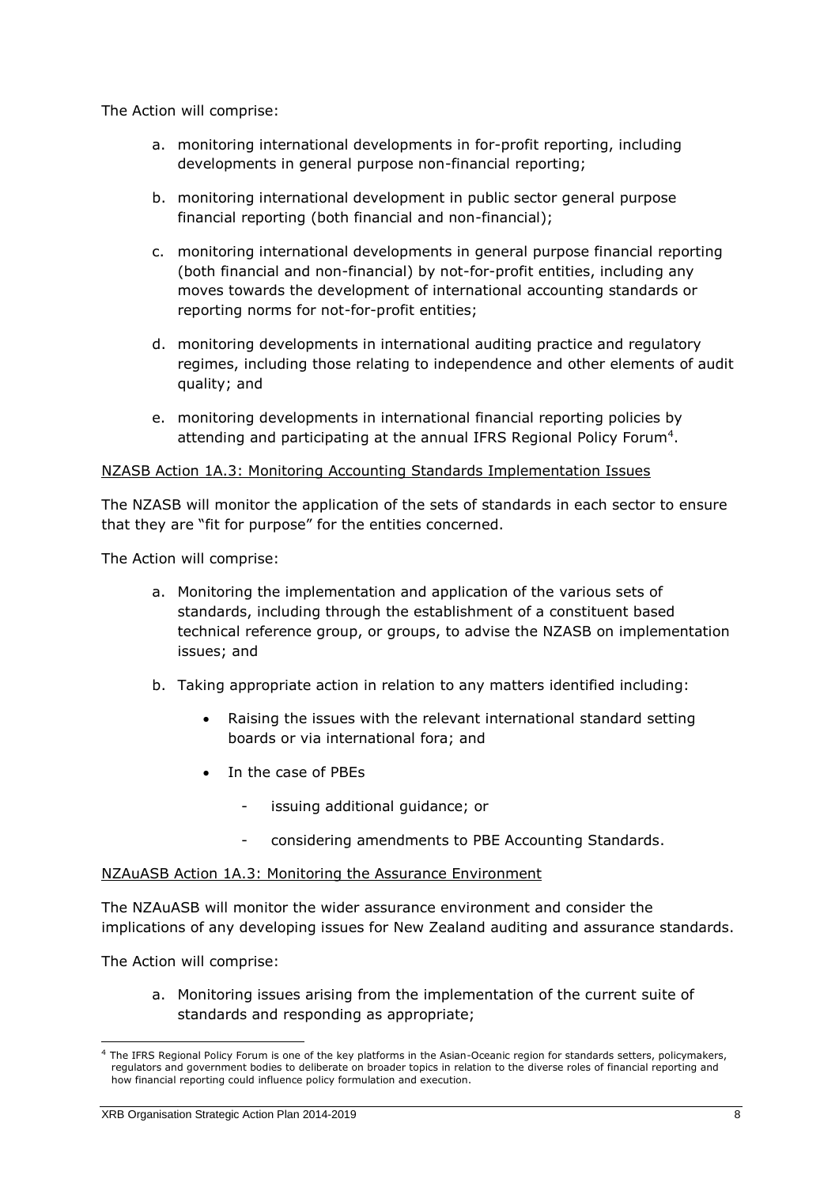The Action will comprise:

a. monitoring international developments in for-profit reporting, including developments in general purpose non-financial reporting;

b. monitoring international development in public sector general purpose financial reporting (both financial and non-financial);

c. monitoring international developments in general purpose financial reporting (both financial and non-financial) by not-for-profit entities, including any moves towards the development of international accounting standards or reporting norms for not-for-profit entities;

d. monitoring developments in international auditing practice and regulatory regimes, including those relating to independence and other elements of audit quality; and

e. monitoring developments in international financial reporting policies by attending and participating at the annual IFRS Regional Policy Forum[4].

NZASB Action 1A.3: Monitoring Accounting Standards Implementation Issues

The NZASB will monitor the application of the sets of standards in each sector to ensure that they are "fit for purpose" for the entities concerned.

The Action will comprise:

a. Monitoring the implementation and application of the various sets of standards, including through the establishment of a constituent based technical reference group, or groups, to advise the NZASB on implementation issues; and

b. Taking appropriate action in relation to any matters identified including:

   - Raising the issues with the relevant international standard setting boards or via international fora; and
   - In the case of PBEs
     - issuing additional guidance; or
     - considering amendments to PBE Accounting Standards.

NZAuASB Action 1A.3: Monitoring the Assurance Environment

The NZAuASB will monitor the wider assurance environment and consider the implications of any developing issues for New Zealand auditing and assurance standards.

The Action will comprise:

a. Monitoring issues arising from the implementation of the current suite of standards and responding as appropriate;

[4] The IFRS Regional Policy Forum is one of the key platforms in the Asian-Oceanic region for standards setters, policymakers, regulators and government bodies to deliberate on broader topics in relation to the diverse roles of financial reporting and how financial reporting could influence policy formulation and execution.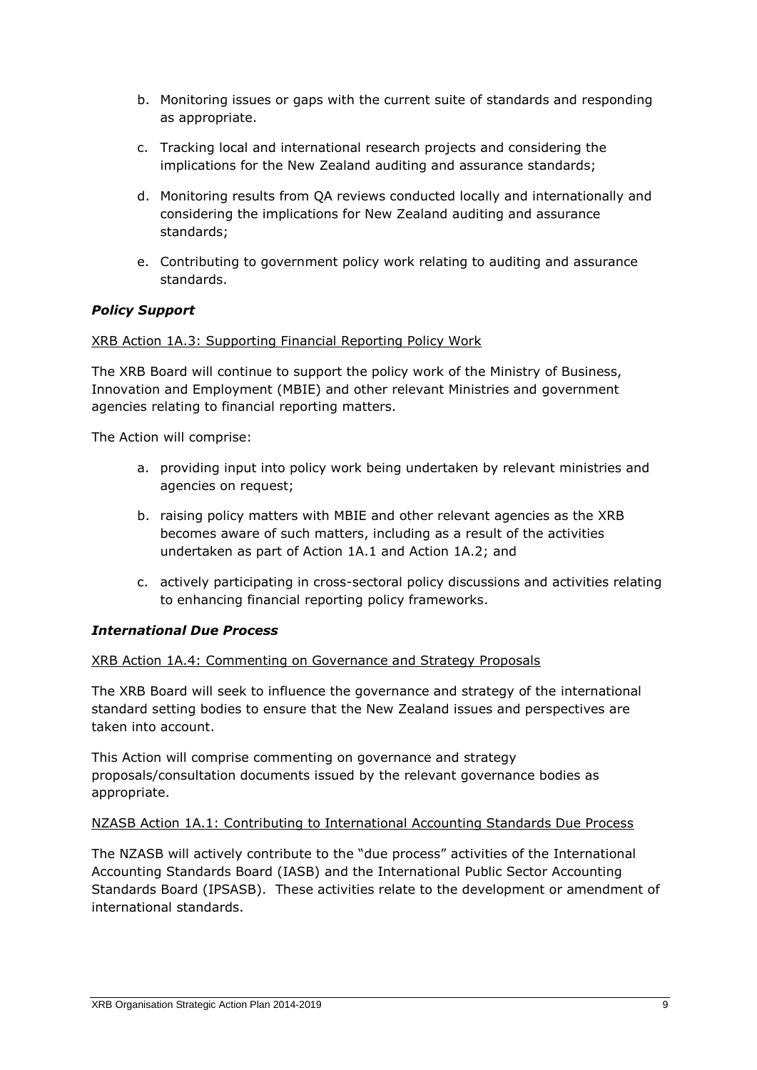b. Monitoring issues or gaps with the current suite of standards and responding as appropriate.

c. Tracking local and international research projects and considering the implications for the New Zealand auditing and assurance standards;

d. Monitoring results from QA reviews conducted locally and internationally and considering the implications for New Zealand auditing and assurance standards;

e. Contributing to government policy work relating to auditing and assurance standards.

### *Policy Support*

XRB Action 1A.3: Supporting Financial Reporting Policy Work

The XRB Board will continue to support the policy work of the Ministry of Business, Innovation and Employment (MBIE) and other relevant Ministries and government agencies relating to financial reporting matters.

The Action will comprise:

a. providing input into policy work being undertaken by relevant ministries and agencies on request;

b. raising policy matters with MBIE and other relevant agencies as the XRB becomes aware of such matters, including as a result of the activities undertaken as part of Action 1A.1 and Action 1A.2; and

c. actively participating in cross-sectoral policy discussions and activities relating to enhancing financial reporting policy frameworks.

### *International Due Process*

XRB Action 1A.4: Commenting on Governance and Strategy Proposals

The XRB Board will seek to influence the governance and strategy of the international standard setting bodies to ensure that the New Zealand issues and perspectives are taken into account.

This Action will comprise commenting on governance and strategy proposals/consultation documents issued by the relevant governance bodies as appropriate.

NZASB Action 1A.1: Contributing to International Accounting Standards Due Process

The NZASB will actively contribute to the "due process" activities of the International Accounting Standards Board (IASB) and the International Public Sector Accounting Standards Board (IPSASB). These activities relate to the development or amendment of international standards.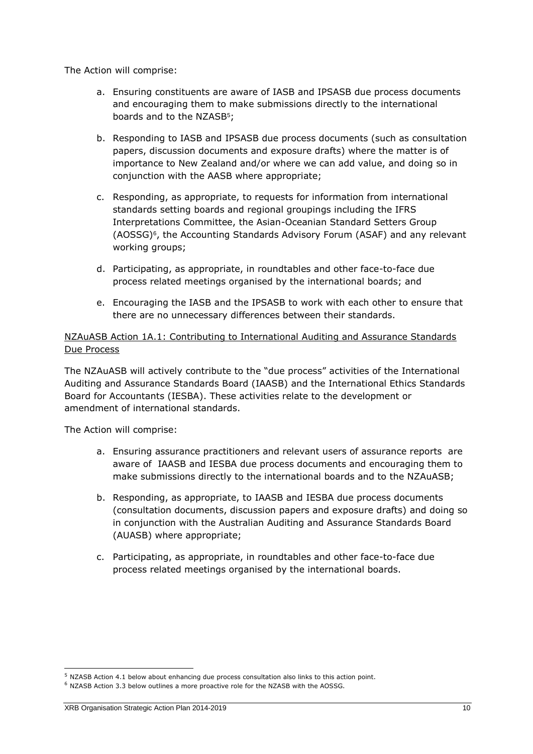The Action will comprise:

a. Ensuring constituents are aware of IASB and IPSASB due process documents and encouraging them to make submissions directly to the international boards and to the NZASB[5];

b. Responding to IASB and IPSASB due process documents (such as consultation papers, discussion documents and exposure drafts) where the matter is of importance to New Zealand and/or where we can add value, and doing so in conjunction with the AASB where appropriate;

c. Responding, as appropriate, to requests for information from international standards setting boards and regional groupings including the IFRS Interpretations Committee, the Asian-Oceanian Standard Setters Group (AOSSG)[6], the Accounting Standards Advisory Forum (ASAF) and any relevant working groups;

d. Participating, as appropriate, in roundtables and other face-to-face due process related meetings organised by the international boards; and

e. Encouraging the IASB and the IPSASB to work with each other to ensure that there are no unnecessary differences between their standards.

<u>NZAuASB Action 1A.1: Contributing to International Auditing and Assurance Standards Due Process</u>

The NZAuASB will actively contribute to the "due process" activities of the International Auditing and Assurance Standards Board (IAASB) and the International Ethics Standards Board for Accountants (IESBA). These activities relate to the development or amendment of international standards.

The Action will comprise:

a. Ensuring assurance practitioners and relevant users of assurance reports are aware of IAASB and IESBA due process documents and encouraging them to make submissions directly to the international boards and to the NZAuASB;

b. Responding, as appropriate, to IAASB and IESBA due process documents (consultation documents, discussion papers and exposure drafts) and doing so in conjunction with the Australian Auditing and Assurance Standards Board (AUASB) where appropriate;

c. Participating, as appropriate, in roundtables and other face-to-face due process related meetings organised by the international boards.

---

[5] NZASB Action 4.1 below about enhancing due process consultation also links to this action point.

[6] NZASB Action 3.3 below outlines a more proactive role for the NZASB with the AOSSG.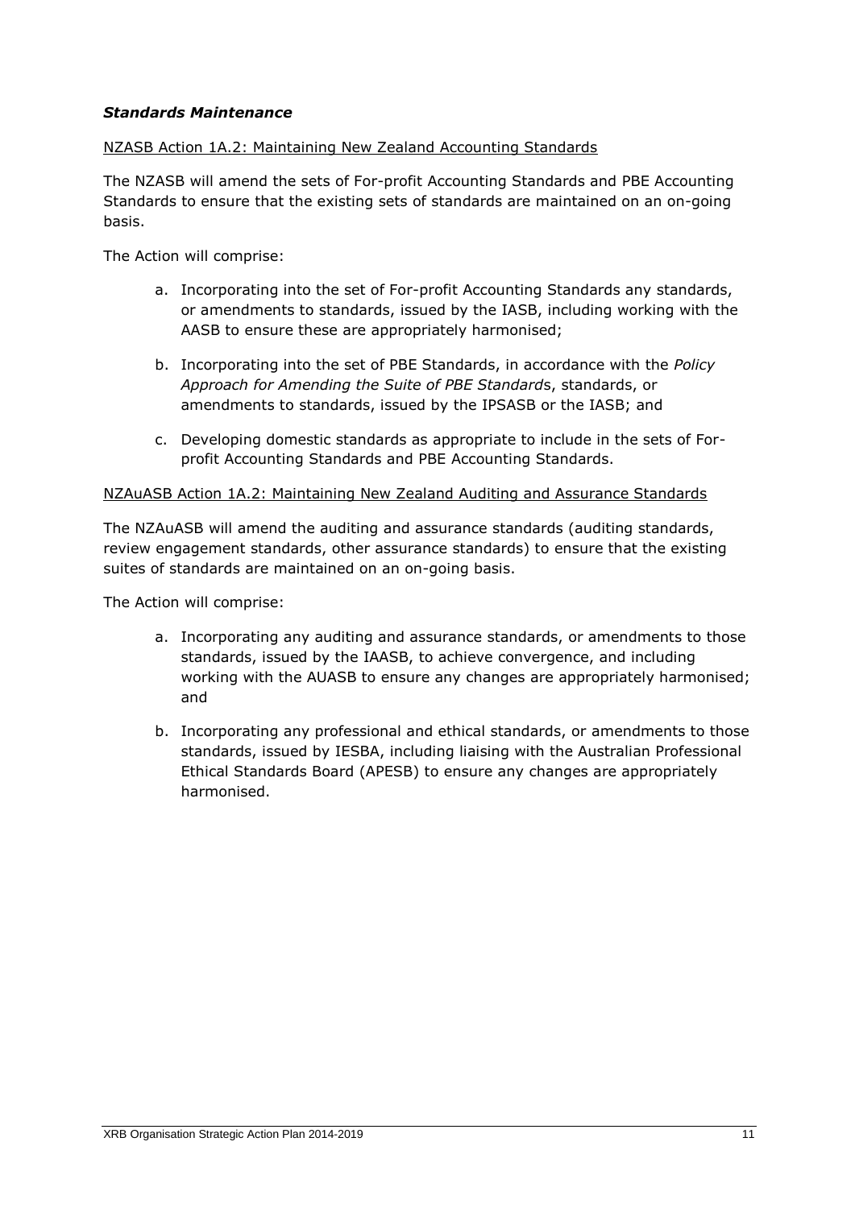### *Standards Maintenance*

NZASB Action 1A.2: Maintaining New Zealand Accounting Standards

The NZASB will amend the sets of For-profit Accounting Standards and PBE Accounting Standards to ensure that the existing sets of standards are maintained on an on-going basis.

The Action will comprise:

a. Incorporating into the set of For-profit Accounting Standards any standards, or amendments to standards, issued by the IASB, including working with the AASB to ensure these are appropriately harmonised;

b. Incorporating into the set of PBE Standards, in accordance with the *Policy Approach for Amending the Suite of PBE Standard*s, standards, or amendments to standards, issued by the IPSASB or the IASB; and

c. Developing domestic standards as appropriate to include in the sets of For-profit Accounting Standards and PBE Accounting Standards.

NZAuASB Action 1A.2: Maintaining New Zealand Auditing and Assurance Standards

The NZAuASB will amend the auditing and assurance standards (auditing standards, review engagement standards, other assurance standards) to ensure that the existing suites of standards are maintained on an on-going basis.

The Action will comprise:

a. Incorporating any auditing and assurance standards, or amendments to those standards, issued by the IAASB, to achieve convergence, and including working with the AUASB to ensure any changes are appropriately harmonised; and

b. Incorporating any professional and ethical standards, or amendments to those standards, issued by IESBA, including liaising with the Australian Professional Ethical Standards Board (APESB) to ensure any changes are appropriately harmonised.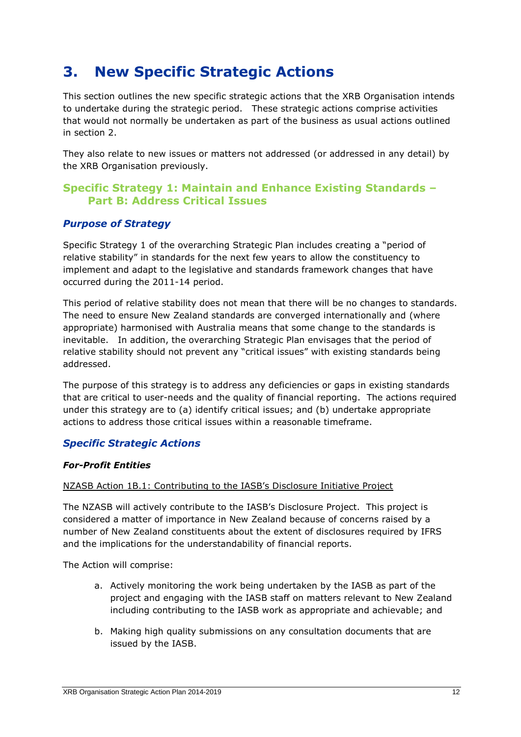# 3. New Specific Strategic Actions

This section outlines the new specific strategic actions that the XRB Organisation intends to undertake during the strategic period. These strategic actions comprise activities that would not normally be undertaken as part of the business as usual actions outlined in section 2.

They also relate to new issues or matters not addressed (or addressed in any detail) by the XRB Organisation previously.

## Specific Strategy 1: Maintain and Enhance Existing Standards – Part B: Address Critical Issues

### *Purpose of Strategy*

Specific Strategy 1 of the overarching Strategic Plan includes creating a "period of relative stability" in standards for the next few years to allow the constituency to implement and adapt to the legislative and standards framework changes that have occurred during the 2011-14 period.

This period of relative stability does not mean that there will be no changes to standards. The need to ensure New Zealand standards are converged internationally and (where appropriate) harmonised with Australia means that some change to the standards is inevitable. In addition, the overarching Strategic Plan envisages that the period of relative stability should not prevent any "critical issues" with existing standards being addressed.

The purpose of this strategy is to address any deficiencies or gaps in existing standards that are critical to user-needs and the quality of financial reporting. The actions required under this strategy are to (a) identify critical issues; and (b) undertake appropriate actions to address those critical issues within a reasonable timeframe.

### *Specific Strategic Actions*

***For-Profit Entities***

<u>NZASB Action 1B.1: Contributing to the IASB's Disclosure Initiative Project</u>

The NZASB will actively contribute to the IASB's Disclosure Project. This project is considered a matter of importance in New Zealand because of concerns raised by a number of New Zealand constituents about the extent of disclosures required by IFRS and the implications for the understandability of financial reports.

The Action will comprise:

a. Actively monitoring the work being undertaken by the IASB as part of the project and engaging with the IASB staff on matters relevant to New Zealand including contributing to the IASB work as appropriate and achievable; and

b. Making high quality submissions on any consultation documents that are issued by the IASB.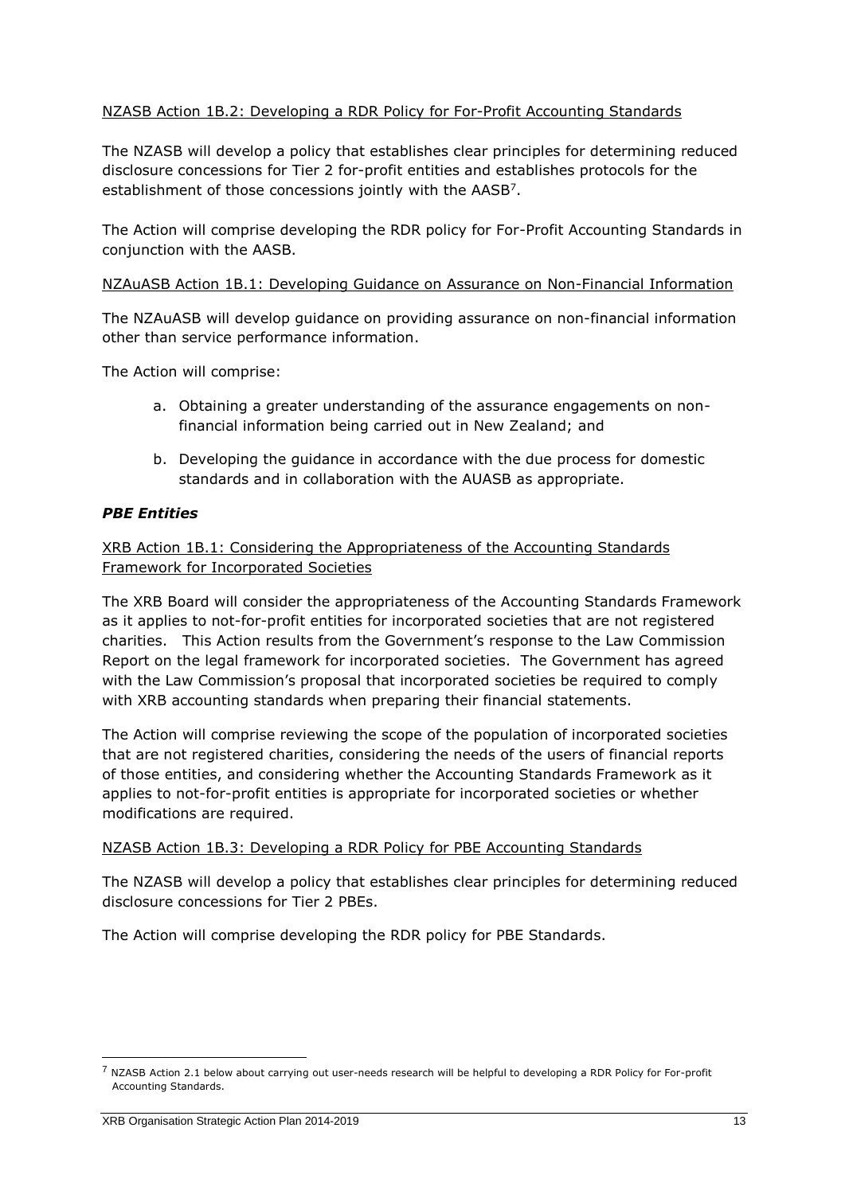NZASB Action 1B.2: Developing a RDR Policy for For-Profit Accounting Standards

The NZASB will develop a policy that establishes clear principles for determining reduced disclosure concessions for Tier 2 for-profit entities and establishes protocols for the establishment of those concessions jointly with the AASB[7].

The Action will comprise developing the RDR policy for For-Profit Accounting Standards in conjunction with the AASB.

NZAuASB Action 1B.1: Developing Guidance on Assurance on Non-Financial Information

The NZAuASB will develop guidance on providing assurance on non-financial information other than service performance information.

The Action will comprise:

a. Obtaining a greater understanding of the assurance engagements on non-financial information being carried out in New Zealand; and

b. Developing the guidance in accordance with the due process for domestic standards and in collaboration with the AUASB as appropriate.

***PBE Entities***

XRB Action 1B.1: Considering the Appropriateness of the Accounting Standards Framework for Incorporated Societies

The XRB Board will consider the appropriateness of the Accounting Standards Framework as it applies to not-for-profit entities for incorporated societies that are not registered charities. This Action results from the Government's response to the Law Commission Report on the legal framework for incorporated societies. The Government has agreed with the Law Commission's proposal that incorporated societies be required to comply with XRB accounting standards when preparing their financial statements.

The Action will comprise reviewing the scope of the population of incorporated societies that are not registered charities, considering the needs of the users of financial reports of those entities, and considering whether the Accounting Standards Framework as it applies to not-for-profit entities is appropriate for incorporated societies or whether modifications are required.

NZASB Action 1B.3: Developing a RDR Policy for PBE Accounting Standards

The NZASB will develop a policy that establishes clear principles for determining reduced disclosure concessions for Tier 2 PBEs.

The Action will comprise developing the RDR policy for PBE Standards.

[7] NZASB Action 2.1 below about carrying out user-needs research will be helpful to developing a RDR Policy for For-profit Accounting Standards.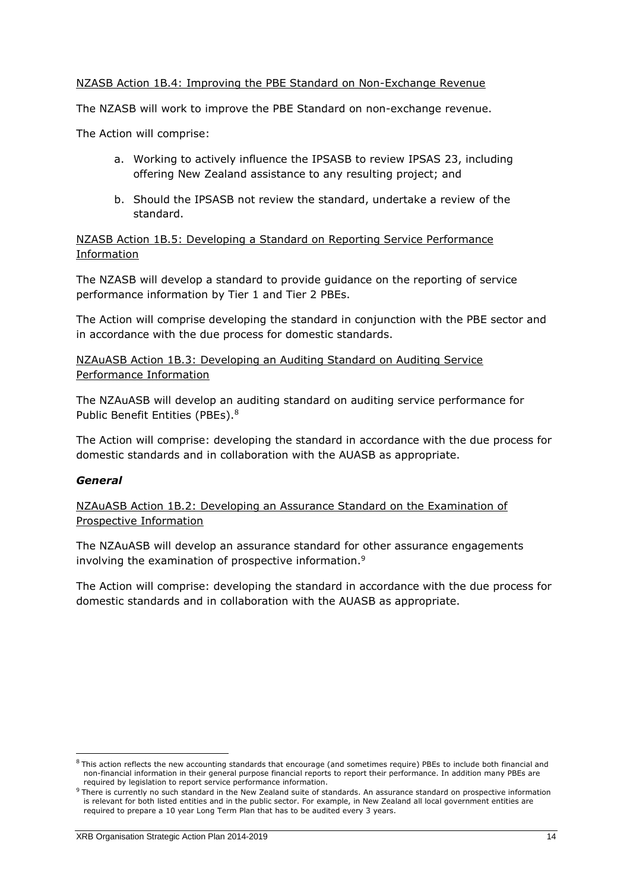NZASB Action 1B.4: Improving the PBE Standard on Non-Exchange Revenue

The NZASB will work to improve the PBE Standard on non-exchange revenue.

The Action will comprise:

a. Working to actively influence the IPSASB to review IPSAS 23, including offering New Zealand assistance to any resulting project; and

b. Should the IPSASB not review the standard, undertake a review of the standard.

NZASB Action 1B.5: Developing a Standard on Reporting Service Performance Information

The NZASB will develop a standard to provide guidance on the reporting of service performance information by Tier 1 and Tier 2 PBEs.

The Action will comprise developing the standard in conjunction with the PBE sector and in accordance with the due process for domestic standards.

NZAuASB Action 1B.3: Developing an Auditing Standard on Auditing Service Performance Information

The NZAuASB will develop an auditing standard on auditing service performance for Public Benefit Entities (PBEs).[8]

The Action will comprise: developing the standard in accordance with the due process for domestic standards and in collaboration with the AUASB as appropriate.

### *General*

NZAuASB Action 1B.2: Developing an Assurance Standard on the Examination of Prospective Information

The NZAuASB will develop an assurance standard for other assurance engagements involving the examination of prospective information.[9]

The Action will comprise: developing the standard in accordance with the due process for domestic standards and in collaboration with the AUASB as appropriate.

---

[8] This action reflects the new accounting standards that encourage (and sometimes require) PBEs to include both financial and non-financial information in their general purpose financial reports to report their performance. In addition many PBEs are required by legislation to report service performance information.

[9] There is currently no such standard in the New Zealand suite of standards. An assurance standard on prospective information is relevant for both listed entities and in the public sector. For example, in New Zealand all local government entities are required to prepare a 10 year Long Term Plan that has to be audited every 3 years.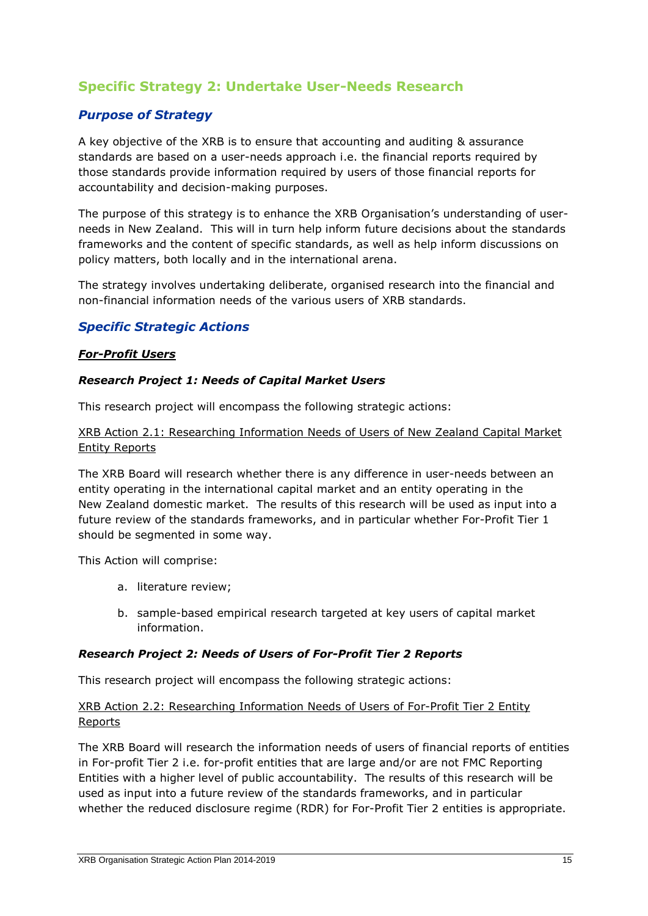## Specific Strategy 2: Undertake User-Needs Research

### *Purpose of Strategy*

A key objective of the XRB is to ensure that accounting and auditing & assurance standards are based on a user-needs approach i.e. the financial reports required by those standards provide information required by users of those financial reports for accountability and decision-making purposes.

The purpose of this strategy is to enhance the XRB Organisation's understanding of user-needs in New Zealand. This will in turn help inform future decisions about the standards frameworks and the content of specific standards, as well as help inform discussions on policy matters, both locally and in the international arena.

The strategy involves undertaking deliberate, organised research into the financial and non-financial information needs of the various users of XRB standards.

### *Specific Strategic Actions*

#### ***For-Profit Users***

#### ***Research Project 1: Needs of Capital Market Users***

This research project will encompass the following strategic actions:

XRB Action 2.1: Researching Information Needs of Users of New Zealand Capital Market Entity Reports

The XRB Board will research whether there is any difference in user-needs between an entity operating in the international capital market and an entity operating in the New Zealand domestic market. The results of this research will be used as input into a future review of the standards frameworks, and in particular whether For-Profit Tier 1 should be segmented in some way.

This Action will comprise:

a. literature review;

b. sample-based empirical research targeted at key users of capital market information.

#### ***Research Project 2: Needs of Users of For-Profit Tier 2 Reports***

This research project will encompass the following strategic actions:

XRB Action 2.2: Researching Information Needs of Users of For-Profit Tier 2 Entity Reports

The XRB Board will research the information needs of users of financial reports of entities in For-profit Tier 2 i.e. for-profit entities that are large and/or are not FMC Reporting Entities with a higher level of public accountability. The results of this research will be used as input into a future review of the standards frameworks, and in particular whether the reduced disclosure regime (RDR) for For-Profit Tier 2 entities is appropriate.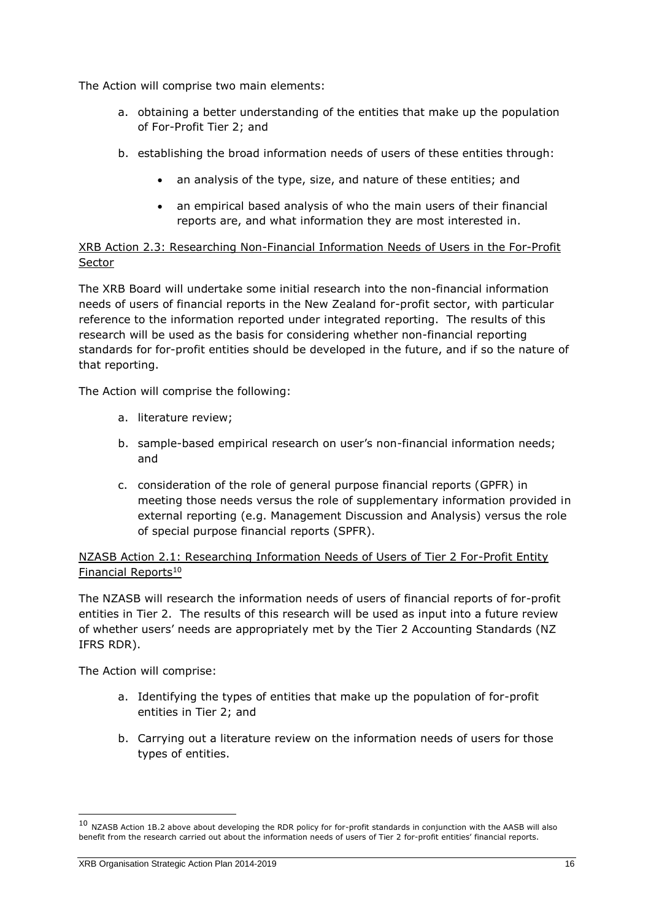The Action will comprise two main elements:

a. obtaining a better understanding of the entities that make up the population of For-Profit Tier 2; and

b. establishing the broad information needs of users of these entities through:

   - an analysis of the type, size, and nature of these entities; and
   - an empirical based analysis of who the main users of their financial reports are, and what information they are most interested in.

XRB Action 2.3: Researching Non-Financial Information Needs of Users in the For-Profit Sector

The XRB Board will undertake some initial research into the non-financial information needs of users of financial reports in the New Zealand for-profit sector, with particular reference to the information reported under integrated reporting. The results of this research will be used as the basis for considering whether non-financial reporting standards for for-profit entities should be developed in the future, and if so the nature of that reporting.

The Action will comprise the following:

a. literature review;

b. sample-based empirical research on user's non-financial information needs; and

c. consideration of the role of general purpose financial reports (GPFR) in meeting those needs versus the role of supplementary information provided in external reporting (e.g. Management Discussion and Analysis) versus the role of special purpose financial reports (SPFR).

NZASB Action 2.1: Researching Information Needs of Users of Tier 2 For-Profit Entity Financial Reports[10]

The NZASB will research the information needs of users of financial reports of for-profit entities in Tier 2. The results of this research will be used as input into a future review of whether users' needs are appropriately met by the Tier 2 Accounting Standards (NZ IFRS RDR).

The Action will comprise:

a. Identifying the types of entities that make up the population of for-profit entities in Tier 2; and

b. Carrying out a literature review on the information needs of users for those types of entities.

[10] NZASB Action 1B.2 above about developing the RDR policy for for-profit standards in conjunction with the AASB will also benefit from the research carried out about the information needs of users of Tier 2 for-profit entities' financial reports.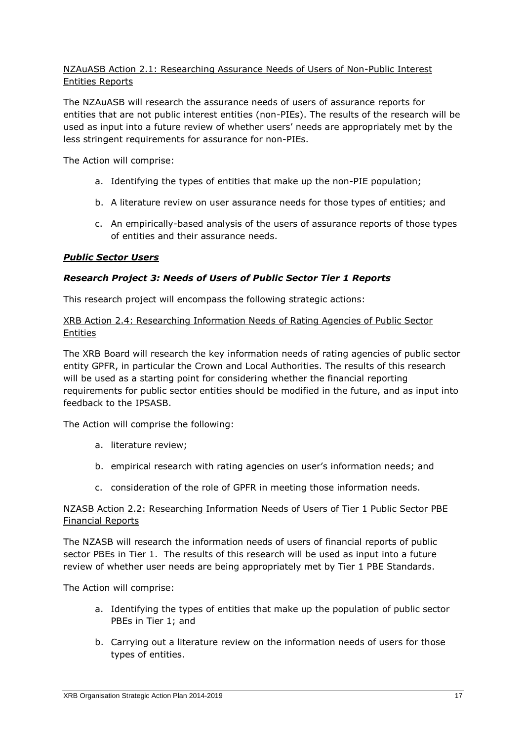<u>NZAuASB Action 2.1: Researching Assurance Needs of Users of Non-Public Interest Entities Reports</u>

The NZAuASB will research the assurance needs of users of assurance reports for entities that are not public interest entities (non-PIEs). The results of the research will be used as input into a future review of whether users' needs are appropriately met by the less stringent requirements for assurance for non-PIEs.

The Action will comprise:

a. Identifying the types of entities that make up the non-PIE population;

b. A literature review on user assurance needs for those types of entities; and

c. An empirically-based analysis of the users of assurance reports of those types of entities and their assurance needs.

### ***<u>Public Sector Users</u>***

### ***Research Project 3: Needs of Users of Public Sector Tier 1 Reports***

This research project will encompass the following strategic actions:

<u>XRB Action 2.4: Researching Information Needs of Rating Agencies of Public Sector Entities</u>

The XRB Board will research the key information needs of rating agencies of public sector entity GPFR, in particular the Crown and Local Authorities. The results of this research will be used as a starting point for considering whether the financial reporting requirements for public sector entities should be modified in the future, and as input into feedback to the IPSASB.

The Action will comprise the following:

a. literature review;

b. empirical research with rating agencies on user's information needs; and

c. consideration of the role of GPFR in meeting those information needs.

<u>NZASB Action 2.2: Researching Information Needs of Users of Tier 1 Public Sector PBE Financial Reports</u>

The NZASB will research the information needs of users of financial reports of public sector PBEs in Tier 1. The results of this research will be used as input into a future review of whether user needs are being appropriately met by Tier 1 PBE Standards.

The Action will comprise:

a. Identifying the types of entities that make up the population of public sector PBEs in Tier 1; and

b. Carrying out a literature review on the information needs of users for those types of entities.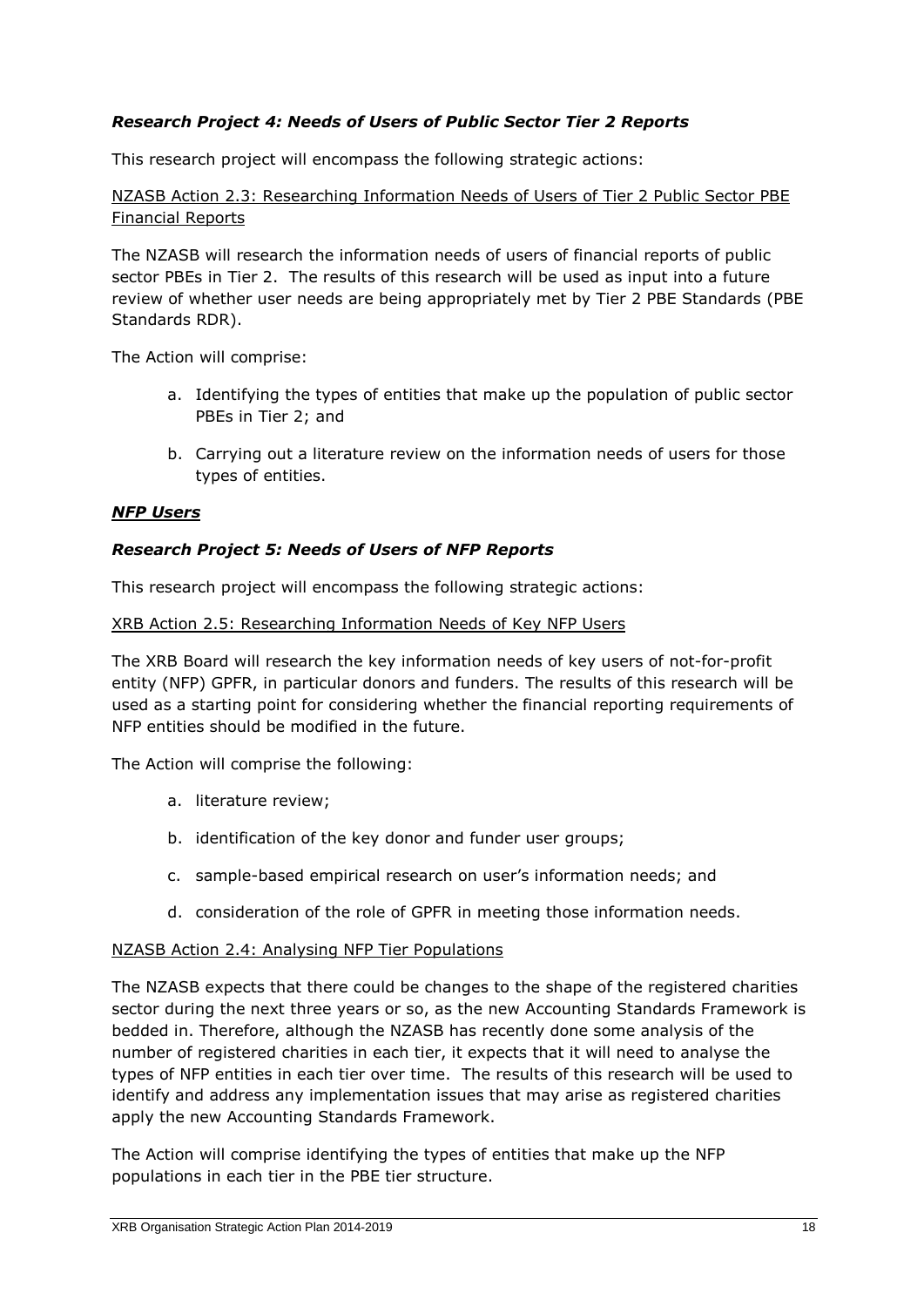### *Research Project 4: Needs of Users of Public Sector Tier 2 Reports*

This research project will encompass the following strategic actions:

<u>NZASB Action 2.3: Researching Information Needs of Users of Tier 2 Public Sector PBE Financial Reports</u>

The NZASB will research the information needs of users of financial reports of public sector PBEs in Tier 2. The results of this research will be used as input into a future review of whether user needs are being appropriately met by Tier 2 PBE Standards (PBE Standards RDR).

The Action will comprise:

a. Identifying the types of entities that make up the population of public sector PBEs in Tier 2; and

b. Carrying out a literature review on the information needs of users for those types of entities.

### ***<u>NFP Users</u>***

### *Research Project 5: Needs of Users of NFP Reports*

This research project will encompass the following strategic actions:

<u>XRB Action 2.5: Researching Information Needs of Key NFP Users</u>

The XRB Board will research the key information needs of key users of not-for-profit entity (NFP) GPFR, in particular donors and funders. The results of this research will be used as a starting point for considering whether the financial reporting requirements of NFP entities should be modified in the future.

The Action will comprise the following:

a. literature review;

b. identification of the key donor and funder user groups;

c. sample-based empirical research on user's information needs; and

d. consideration of the role of GPFR in meeting those information needs.

<u>NZASB Action 2.4: Analysing NFP Tier Populations</u>

The NZASB expects that there could be changes to the shape of the registered charities sector during the next three years or so, as the new Accounting Standards Framework is bedded in. Therefore, although the NZASB has recently done some analysis of the number of registered charities in each tier, it expects that it will need to analyse the types of NFP entities in each tier over time. The results of this research will be used to identify and address any implementation issues that may arise as registered charities apply the new Accounting Standards Framework.

The Action will comprise identifying the types of entities that make up the NFP populations in each tier in the PBE tier structure.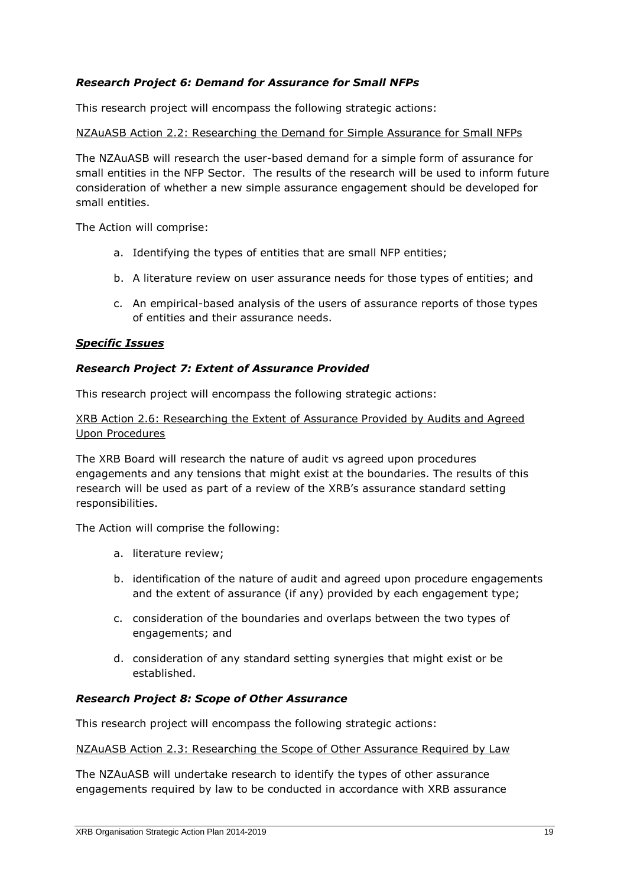***Research Project 6: Demand for Assurance for Small NFPs***

This research project will encompass the following strategic actions:

<u>NZAuASB Action 2.2: Researching the Demand for Simple Assurance for Small NFPs</u>

The NZAuASB will research the user-based demand for a simple form of assurance for small entities in the NFP Sector. The results of the research will be used to inform future consideration of whether a new simple assurance engagement should be developed for small entities.

The Action will comprise:

a. Identifying the types of entities that are small NFP entities;

b. A literature review on user assurance needs for those types of entities; and

c. An empirical-based analysis of the users of assurance reports of those types of entities and their assurance needs.

***<u>Specific Issues</u>***

***Research Project 7: Extent of Assurance Provided***

This research project will encompass the following strategic actions:

<u>XRB Action 2.6: Researching the Extent of Assurance Provided by Audits and Agreed Upon Procedures</u>

The XRB Board will research the nature of audit vs agreed upon procedures engagements and any tensions that might exist at the boundaries. The results of this research will be used as part of a review of the XRB's assurance standard setting responsibilities.

The Action will comprise the following:

a. literature review;

b. identification of the nature of audit and agreed upon procedure engagements and the extent of assurance (if any) provided by each engagement type;

c. consideration of the boundaries and overlaps between the two types of engagements; and

d. consideration of any standard setting synergies that might exist or be established.

***Research Project 8: Scope of Other Assurance***

This research project will encompass the following strategic actions:

<u>NZAuASB Action 2.3: Researching the Scope of Other Assurance Required by Law</u>

The NZAuASB will undertake research to identify the types of other assurance engagements required by law to be conducted in accordance with XRB assurance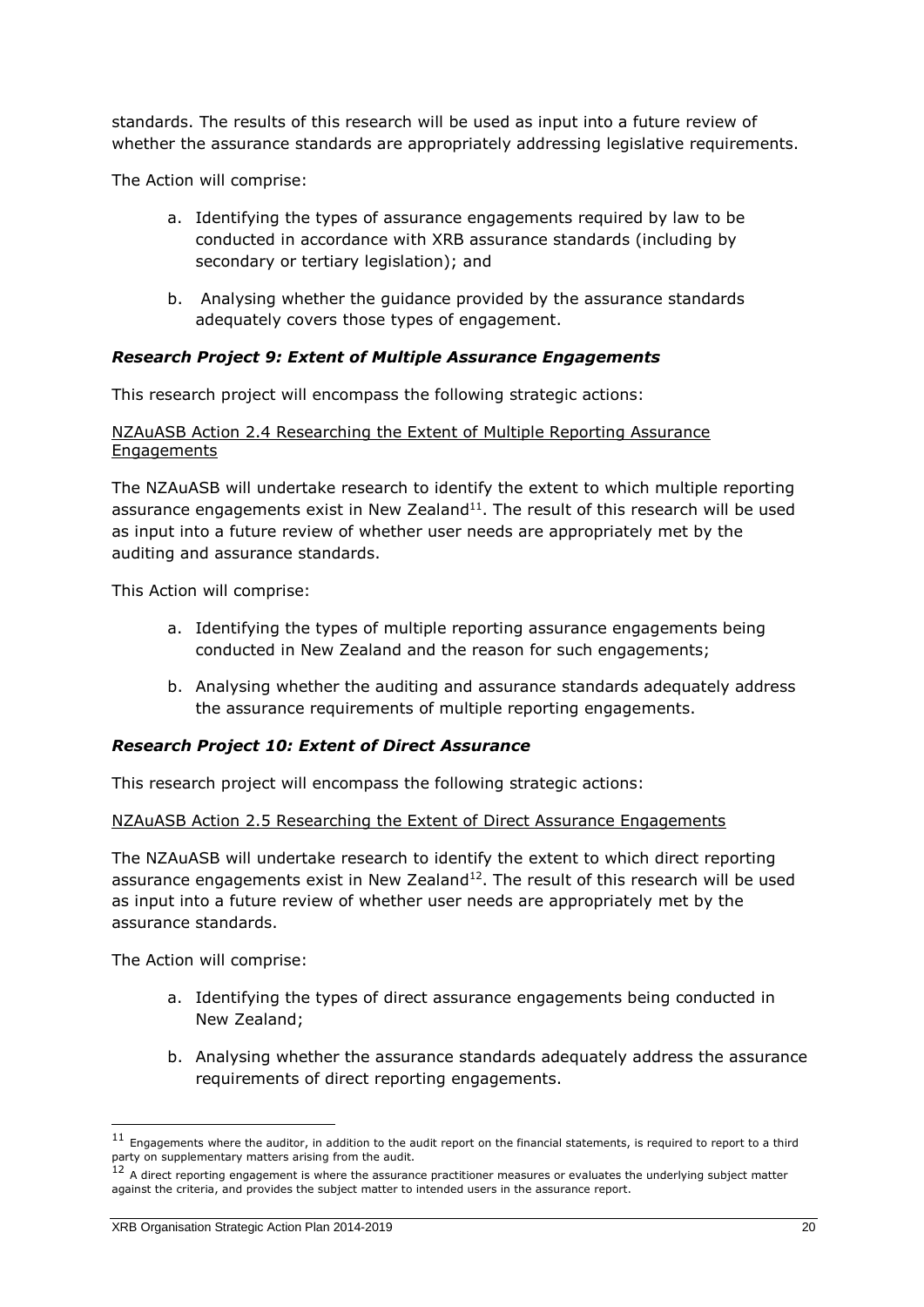standards. The results of this research will be used as input into a future review of whether the assurance standards are appropriately addressing legislative requirements.

The Action will comprise:

a. Identifying the types of assurance engagements required by law to be conducted in accordance with XRB assurance standards (including by secondary or tertiary legislation); and

b. Analysing whether the guidance provided by the assurance standards adequately covers those types of engagement.

### *Research Project 9: Extent of Multiple Assurance Engagements*

This research project will encompass the following strategic actions:

<u>NZAuASB Action 2.4 Researching the Extent of Multiple Reporting Assurance Engagements</u>

The NZAuASB will undertake research to identify the extent to which multiple reporting assurance engagements exist in New Zealand[11]. The result of this research will be used as input into a future review of whether user needs are appropriately met by the auditing and assurance standards.

This Action will comprise:

a. Identifying the types of multiple reporting assurance engagements being conducted in New Zealand and the reason for such engagements;

b. Analysing whether the auditing and assurance standards adequately address the assurance requirements of multiple reporting engagements.

### *Research Project 10: Extent of Direct Assurance*

This research project will encompass the following strategic actions:

<u>NZAuASB Action 2.5 Researching the Extent of Direct Assurance Engagements</u>

The NZAuASB will undertake research to identify the extent to which direct reporting assurance engagements exist in New Zealand[12]. The result of this research will be used as input into a future review of whether user needs are appropriately met by the assurance standards.

The Action will comprise:

a. Identifying the types of direct assurance engagements being conducted in New Zealand;

b. Analysing whether the assurance standards adequately address the assurance requirements of direct reporting engagements.

---

[11] Engagements where the auditor, in addition to the audit report on the financial statements, is required to report to a third party on supplementary matters arising from the audit.

[12] A direct reporting engagement is where the assurance practitioner measures or evaluates the underlying subject matter against the criteria, and provides the subject matter to intended users in the assurance report.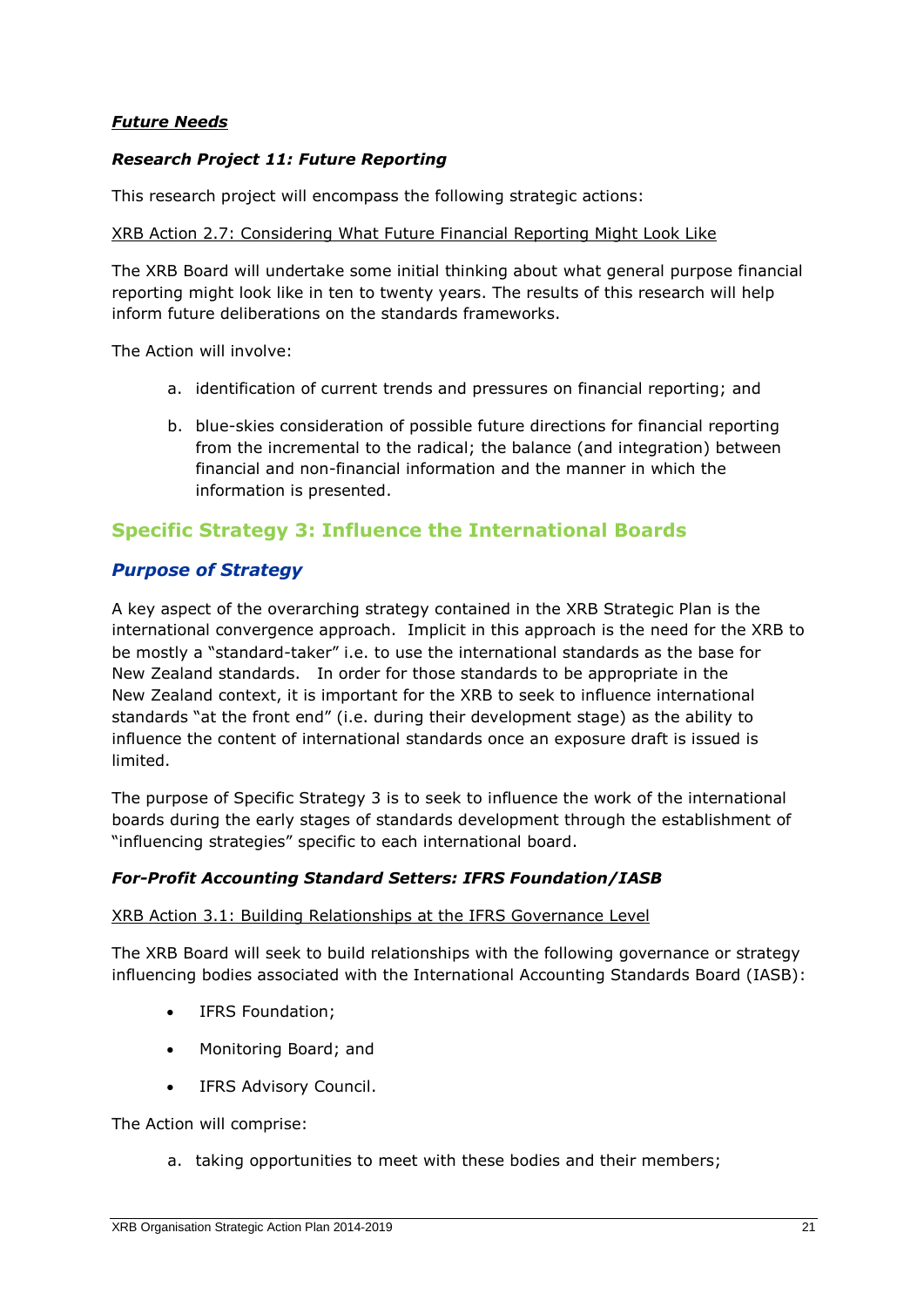***Future Needs***

***Research Project 11: Future Reporting***

This research project will encompass the following strategic actions:

<u>XRB Action 2.7: Considering What Future Financial Reporting Might Look Like</u>

The XRB Board will undertake some initial thinking about what general purpose financial reporting might look like in ten to twenty years. The results of this research will help inform future deliberations on the standards frameworks.

The Action will involve:

a. identification of current trends and pressures on financial reporting; and

b. blue-skies consideration of possible future directions for financial reporting from the incremental to the radical; the balance (and integration) between financial and non-financial information and the manner in which the information is presented.

## Specific Strategy 3: Influence the International Boards

### *Purpose of Strategy*

A key aspect of the overarching strategy contained in the XRB Strategic Plan is the international convergence approach. Implicit in this approach is the need for the XRB to be mostly a "standard-taker" i.e. to use the international standards as the base for New Zealand standards. In order for those standards to be appropriate in the New Zealand context, it is important for the XRB to seek to influence international standards "at the front end" (i.e. during their development stage) as the ability to influence the content of international standards once an exposure draft is issued is limited.

The purpose of Specific Strategy 3 is to seek to influence the work of the international boards during the early stages of standards development through the establishment of "influencing strategies" specific to each international board.

***For-Profit Accounting Standard Setters: IFRS Foundation/IASB***

<u>XRB Action 3.1: Building Relationships at the IFRS Governance Level</u>

The XRB Board will seek to build relationships with the following governance or strategy influencing bodies associated with the International Accounting Standards Board (IASB):

- IFRS Foundation;
- Monitoring Board; and
- IFRS Advisory Council.

The Action will comprise:

a. taking opportunities to meet with these bodies and their members;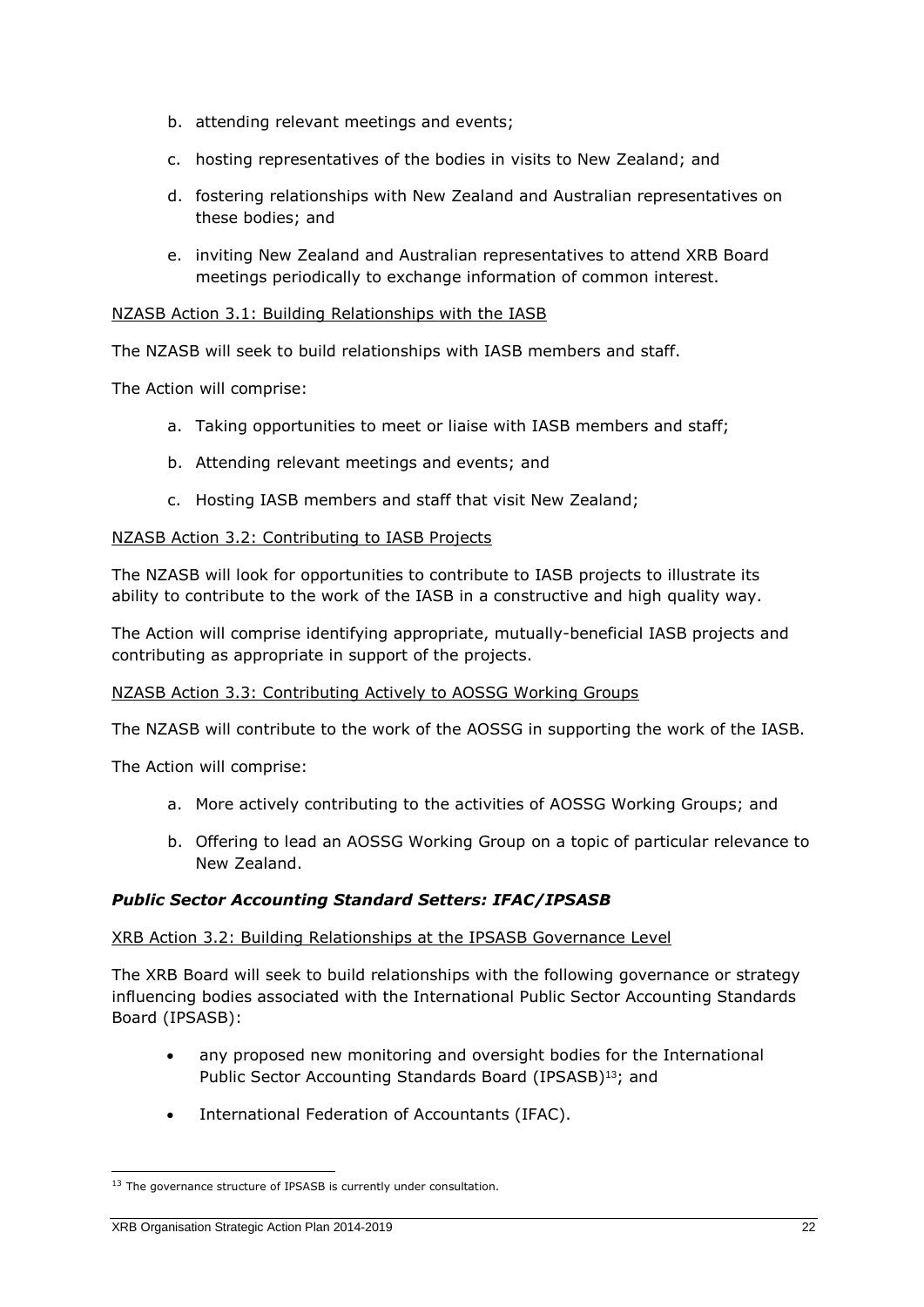b. attending relevant meetings and events;

c. hosting representatives of the bodies in visits to New Zealand; and

d. fostering relationships with New Zealand and Australian representatives on these bodies; and

e. inviting New Zealand and Australian representatives to attend XRB Board meetings periodically to exchange information of common interest.

NZASB Action 3.1: Building Relationships with the IASB

The NZASB will seek to build relationships with IASB members and staff.

The Action will comprise:

a. Taking opportunities to meet or liaise with IASB members and staff;

b. Attending relevant meetings and events; and

c. Hosting IASB members and staff that visit New Zealand;

NZASB Action 3.2: Contributing to IASB Projects

The NZASB will look for opportunities to contribute to IASB projects to illustrate its ability to contribute to the work of the IASB in a constructive and high quality way.

The Action will comprise identifying appropriate, mutually-beneficial IASB projects and contributing as appropriate in support of the projects.

NZASB Action 3.3: Contributing Actively to AOSSG Working Groups

The NZASB will contribute to the work of the AOSSG in supporting the work of the IASB.

The Action will comprise:

a. More actively contributing to the activities of AOSSG Working Groups; and

b. Offering to lead an AOSSG Working Group on a topic of particular relevance to New Zealand.

### *Public Sector Accounting Standard Setters: IFAC/IPSASB*

XRB Action 3.2: Building Relationships at the IPSASB Governance Level

The XRB Board will seek to build relationships with the following governance or strategy influencing bodies associated with the International Public Sector Accounting Standards Board (IPSASB):

- any proposed new monitoring and oversight bodies for the International Public Sector Accounting Standards Board (IPSASB)[13]; and
- International Federation of Accountants (IFAC).

[13] The governance structure of IPSASB is currently under consultation.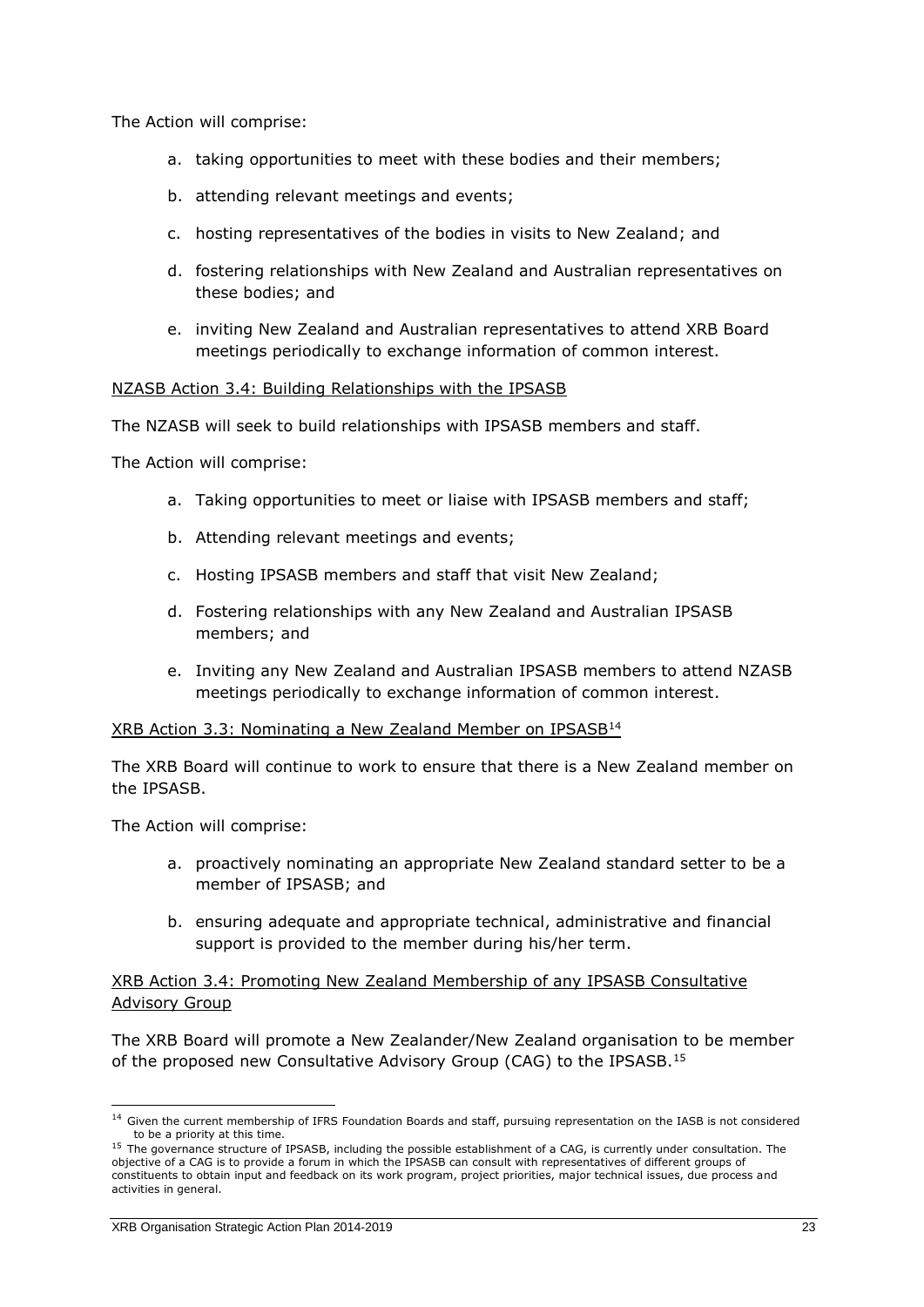The Action will comprise:

a. taking opportunities to meet with these bodies and their members;

b. attending relevant meetings and events;

c. hosting representatives of the bodies in visits to New Zealand; and

d. fostering relationships with New Zealand and Australian representatives on these bodies; and

e. inviting New Zealand and Australian representatives to attend XRB Board meetings periodically to exchange information of common interest.

<u>NZASB Action 3.4: Building Relationships with the IPSASB</u>

The NZASB will seek to build relationships with IPSASB members and staff.

The Action will comprise:

a. Taking opportunities to meet or liaise with IPSASB members and staff;

b. Attending relevant meetings and events;

c. Hosting IPSASB members and staff that visit New Zealand;

d. Fostering relationships with any New Zealand and Australian IPSASB members; and

e. Inviting any New Zealand and Australian IPSASB members to attend NZASB meetings periodically to exchange information of common interest.

<u>XRB Action 3.3: Nominating a New Zealand Member on IPSASB</u>[14]

The XRB Board will continue to work to ensure that there is a New Zealand member on the IPSASB.

The Action will comprise:

a. proactively nominating an appropriate New Zealand standard setter to be a member of IPSASB; and

b. ensuring adequate and appropriate technical, administrative and financial support is provided to the member during his/her term.

<u>XRB Action 3.4: Promoting New Zealand Membership of any IPSASB Consultative Advisory Group</u>

The XRB Board will promote a New Zealander/New Zealand organisation to be member of the proposed new Consultative Advisory Group (CAG) to the IPSASB.[15]

---

[14] Given the current membership of IFRS Foundation Boards and staff, pursuing representation on the IASB is not considered to be a priority at this time.

[15] The governance structure of IPSASB, including the possible establishment of a CAG, is currently under consultation. The objective of a CAG is to provide a forum in which the IPSASB can consult with representatives of different groups of constituents to obtain input and feedback on its work program, project priorities, major technical issues, due process and activities in general.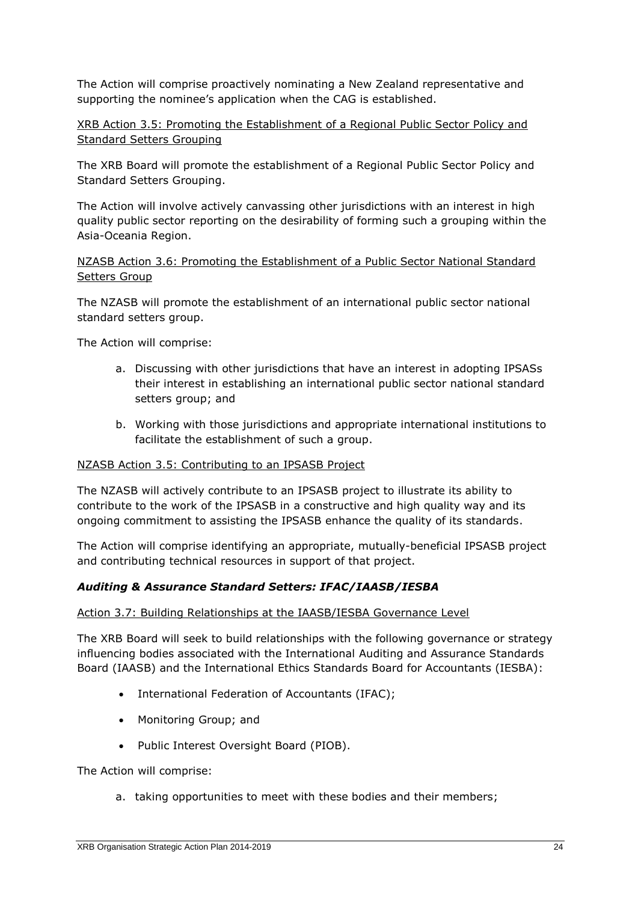The Action will comprise proactively nominating a New Zealand representative and supporting the nominee's application when the CAG is established.

<u>XRB Action 3.5: Promoting the Establishment of a Regional Public Sector Policy and Standard Setters Grouping</u>

The XRB Board will promote the establishment of a Regional Public Sector Policy and Standard Setters Grouping.

The Action will involve actively canvassing other jurisdictions with an interest in high quality public sector reporting on the desirability of forming such a grouping within the Asia-Oceania Region.

<u>NZASB Action 3.6: Promoting the Establishment of a Public Sector National Standard Setters Group</u>

The NZASB will promote the establishment of an international public sector national standard setters group.

The Action will comprise:

a. Discussing with other jurisdictions that have an interest in adopting IPSASs their interest in establishing an international public sector national standard setters group; and

b. Working with those jurisdictions and appropriate international institutions to facilitate the establishment of such a group.

<u>NZASB Action 3.5: Contributing to an IPSASB Project</u>

The NZASB will actively contribute to an IPSASB project to illustrate its ability to contribute to the work of the IPSASB in a constructive and high quality way and its ongoing commitment to assisting the IPSASB enhance the quality of its standards.

The Action will comprise identifying an appropriate, mutually-beneficial IPSASB project and contributing technical resources in support of that project.

***Auditing & Assurance Standard Setters: IFAC/IAASB/IESBA***

<u>Action 3.7: Building Relationships at the IAASB/IESBA Governance Level</u>

The XRB Board will seek to build relationships with the following governance or strategy influencing bodies associated with the International Auditing and Assurance Standards Board (IAASB) and the International Ethics Standards Board for Accountants (IESBA):

- International Federation of Accountants (IFAC);
- Monitoring Group; and
- Public Interest Oversight Board (PIOB).

The Action will comprise:

a. taking opportunities to meet with these bodies and their members;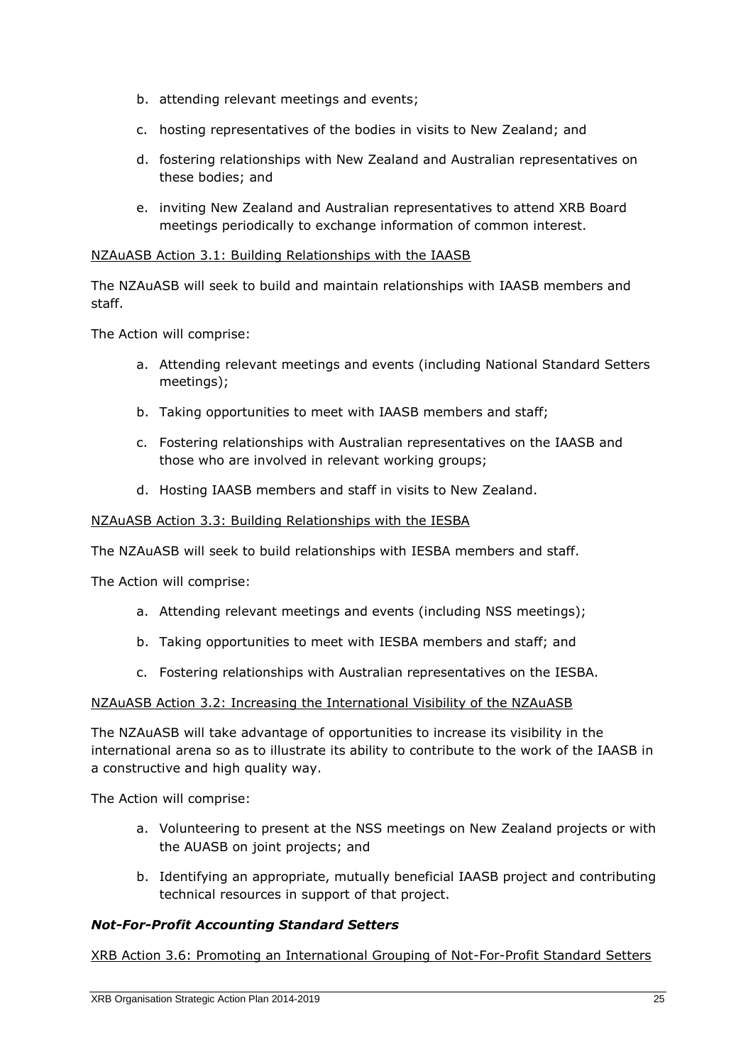b. attending relevant meetings and events;

c. hosting representatives of the bodies in visits to New Zealand; and

d. fostering relationships with New Zealand and Australian representatives on these bodies; and

e. inviting New Zealand and Australian representatives to attend XRB Board meetings periodically to exchange information of common interest.

NZAuASB Action 3.1: Building Relationships with the IAASB

The NZAuASB will seek to build and maintain relationships with IAASB members and staff.

The Action will comprise:

a. Attending relevant meetings and events (including National Standard Setters meetings);

b. Taking opportunities to meet with IAASB members and staff;

c. Fostering relationships with Australian representatives on the IAASB and those who are involved in relevant working groups;

d. Hosting IAASB members and staff in visits to New Zealand.

NZAuASB Action 3.3: Building Relationships with the IESBA

The NZAuASB will seek to build relationships with IESBA members and staff.

The Action will comprise:

a. Attending relevant meetings and events (including NSS meetings);

b. Taking opportunities to meet with IESBA members and staff; and

c. Fostering relationships with Australian representatives on the IESBA.

NZAuASB Action 3.2: Increasing the International Visibility of the NZAuASB

The NZAuASB will take advantage of opportunities to increase its visibility in the international arena so as to illustrate its ability to contribute to the work of the IAASB in a constructive and high quality way.

The Action will comprise:

a. Volunteering to present at the NSS meetings on New Zealand projects or with the AUASB on joint projects; and

b. Identifying an appropriate, mutually beneficial IAASB project and contributing technical resources in support of that project.

***Not-For-Profit Accounting Standard Setters***

XRB Action 3.6: Promoting an International Grouping of Not-For-Profit Standard Setters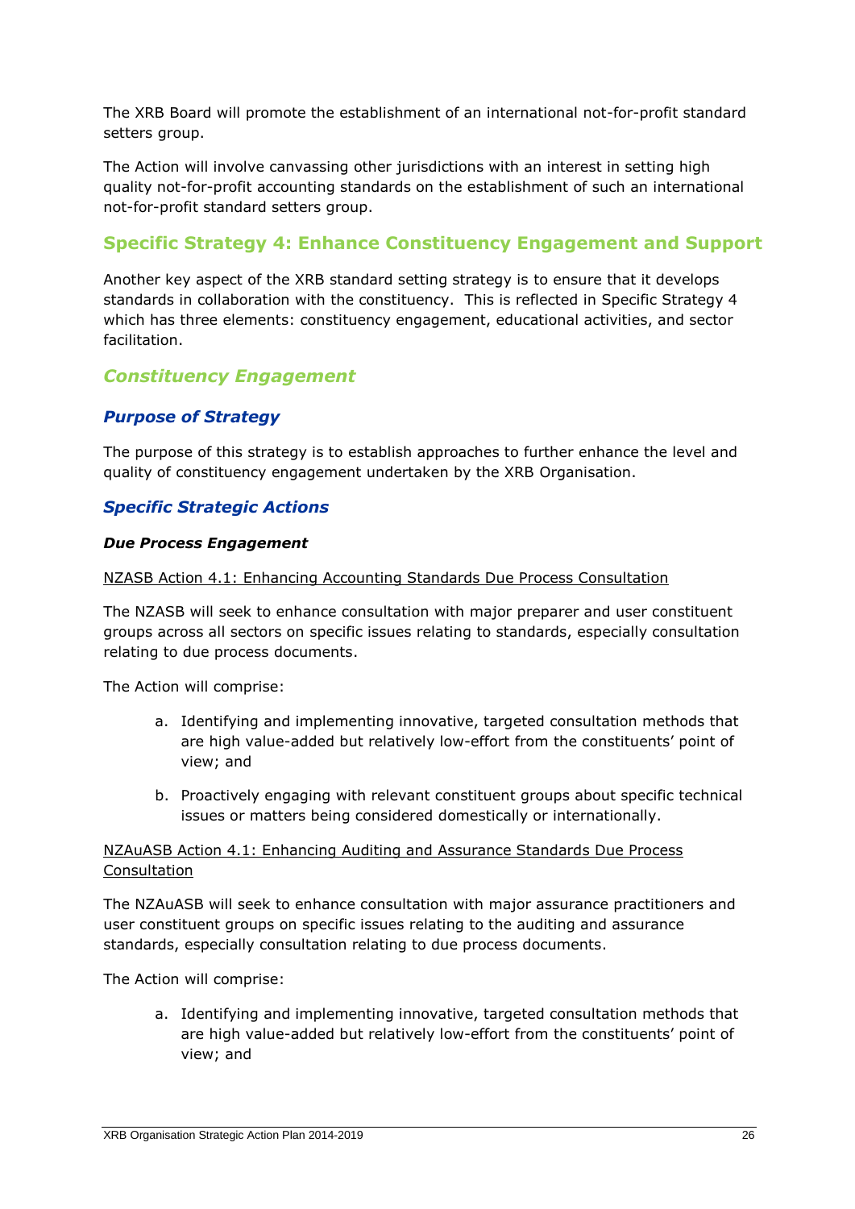The XRB Board will promote the establishment of an international not-for-profit standard setters group.

The Action will involve canvassing other jurisdictions with an interest in setting high quality not-for-profit accounting standards on the establishment of such an international not-for-profit standard setters group.

## Specific Strategy 4: Enhance Constituency Engagement and Support

Another key aspect of the XRB standard setting strategy is to ensure that it develops standards in collaboration with the constituency. This is reflected in Specific Strategy 4 which has three elements: constituency engagement, educational activities, and sector facilitation.

### *Constituency Engagement*

### *Purpose of Strategy*

The purpose of this strategy is to establish approaches to further enhance the level and quality of constituency engagement undertaken by the XRB Organisation.

### *Specific Strategic Actions*

***Due Process Engagement***

<u>NZASB Action 4.1: Enhancing Accounting Standards Due Process Consultation</u>

The NZASB will seek to enhance consultation with major preparer and user constituent groups across all sectors on specific issues relating to standards, especially consultation relating to due process documents.

The Action will comprise:

a. Identifying and implementing innovative, targeted consultation methods that are high value-added but relatively low-effort from the constituents' point of view; and

b. Proactively engaging with relevant constituent groups about specific technical issues or matters being considered domestically or internationally.

<u>NZAuASB Action 4.1: Enhancing Auditing and Assurance Standards Due Process Consultation</u>

The NZAuASB will seek to enhance consultation with major assurance practitioners and user constituent groups on specific issues relating to the auditing and assurance standards, especially consultation relating to due process documents.

The Action will comprise:

a. Identifying and implementing innovative, targeted consultation methods that are high value-added but relatively low-effort from the constituents' point of view; and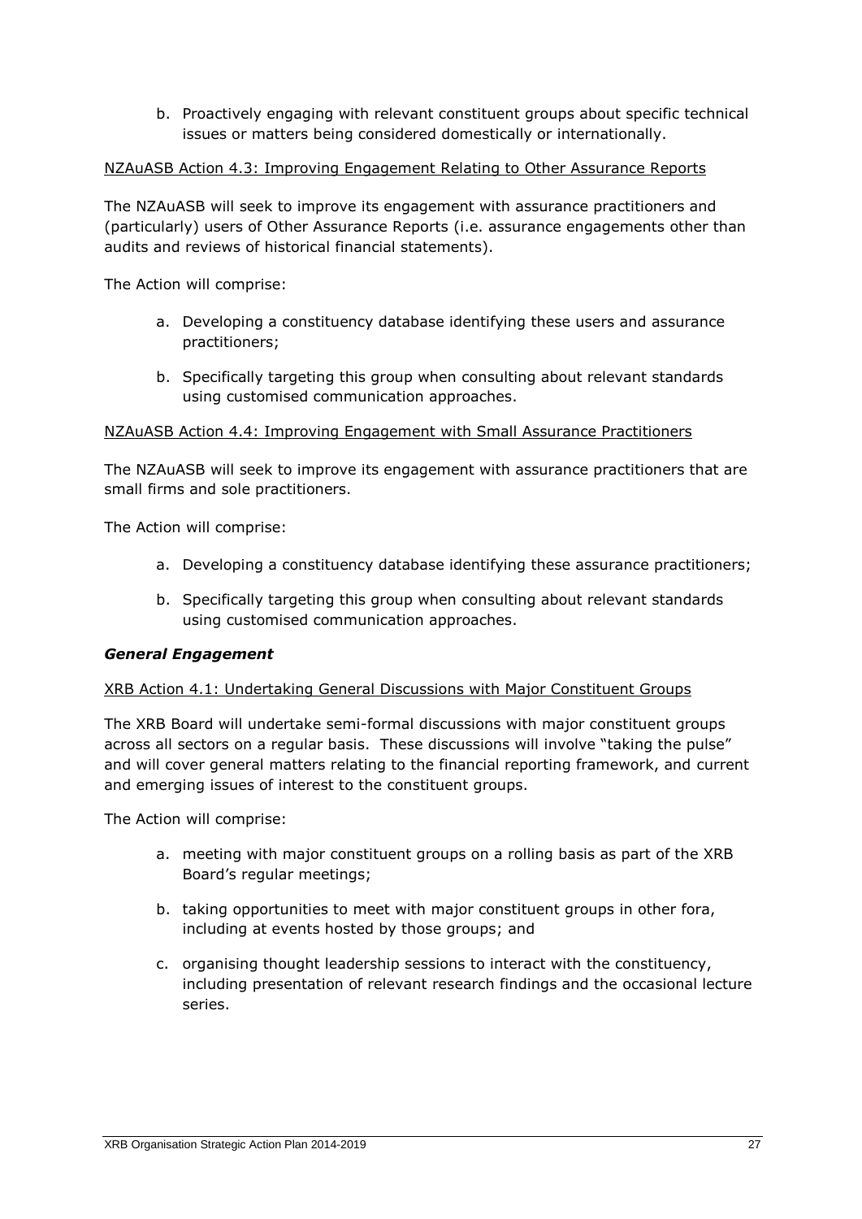b. Proactively engaging with relevant constituent groups about specific technical issues or matters being considered domestically or internationally.

<u>NZAuASB Action 4.3: Improving Engagement Relating to Other Assurance Reports</u>

The NZAuASB will seek to improve its engagement with assurance practitioners and (particularly) users of Other Assurance Reports (i.e. assurance engagements other than audits and reviews of historical financial statements).

The Action will comprise:

a. Developing a constituency database identifying these users and assurance practitioners;

b. Specifically targeting this group when consulting about relevant standards using customised communication approaches.

<u>NZAuASB Action 4.4: Improving Engagement with Small Assurance Practitioners</u>

The NZAuASB will seek to improve its engagement with assurance practitioners that are small firms and sole practitioners.

The Action will comprise:

a. Developing a constituency database identifying these assurance practitioners;

b. Specifically targeting this group when consulting about relevant standards using customised communication approaches.

***General Engagement***

<u>XRB Action 4.1: Undertaking General Discussions with Major Constituent Groups</u>

The XRB Board will undertake semi-formal discussions with major constituent groups across all sectors on a regular basis. These discussions will involve "taking the pulse" and will cover general matters relating to the financial reporting framework, and current and emerging issues of interest to the constituent groups.

The Action will comprise:

a. meeting with major constituent groups on a rolling basis as part of the XRB Board's regular meetings;

b. taking opportunities to meet with major constituent groups in other fora, including at events hosted by those groups; and

c. organising thought leadership sessions to interact with the constituency, including presentation of relevant research findings and the occasional lecture series.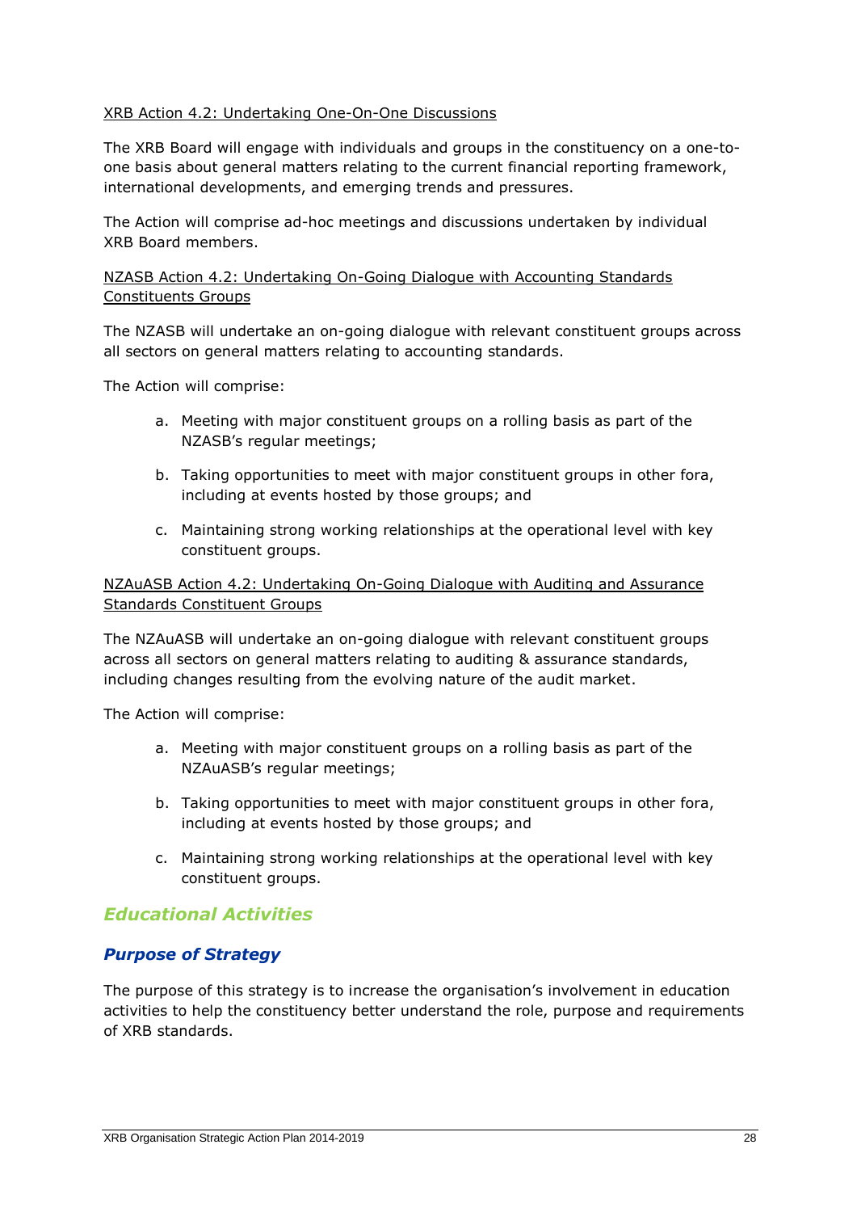<u>XRB Action 4.2: Undertaking One-On-One Discussions</u>

The XRB Board will engage with individuals and groups in the constituency on a one-to-one basis about general matters relating to the current financial reporting framework, international developments, and emerging trends and pressures.

The Action will comprise ad-hoc meetings and discussions undertaken by individual XRB Board members.

<u>NZASB Action 4.2: Undertaking On-Going Dialogue with Accounting Standards Constituents Groups</u>

The NZASB will undertake an on-going dialogue with relevant constituent groups across all sectors on general matters relating to accounting standards.

The Action will comprise:

a. Meeting with major constituent groups on a rolling basis as part of the NZASB's regular meetings;

b. Taking opportunities to meet with major constituent groups in other fora, including at events hosted by those groups; and

c. Maintaining strong working relationships at the operational level with key constituent groups.

<u>NZAuASB Action 4.2: Undertaking On-Going Dialogue with Auditing and Assurance Standards Constituent Groups</u>

The NZAuASB will undertake an on-going dialogue with relevant constituent groups across all sectors on general matters relating to auditing & assurance standards, including changes resulting from the evolving nature of the audit market.

The Action will comprise:

a. Meeting with major constituent groups on a rolling basis as part of the NZAuASB's regular meetings;

b. Taking opportunities to meet with major constituent groups in other fora, including at events hosted by those groups; and

c. Maintaining strong working relationships at the operational level with key constituent groups.

## *Educational Activities*

### *Purpose of Strategy*

The purpose of this strategy is to increase the organisation's involvement in education activities to help the constituency better understand the role, purpose and requirements of XRB standards.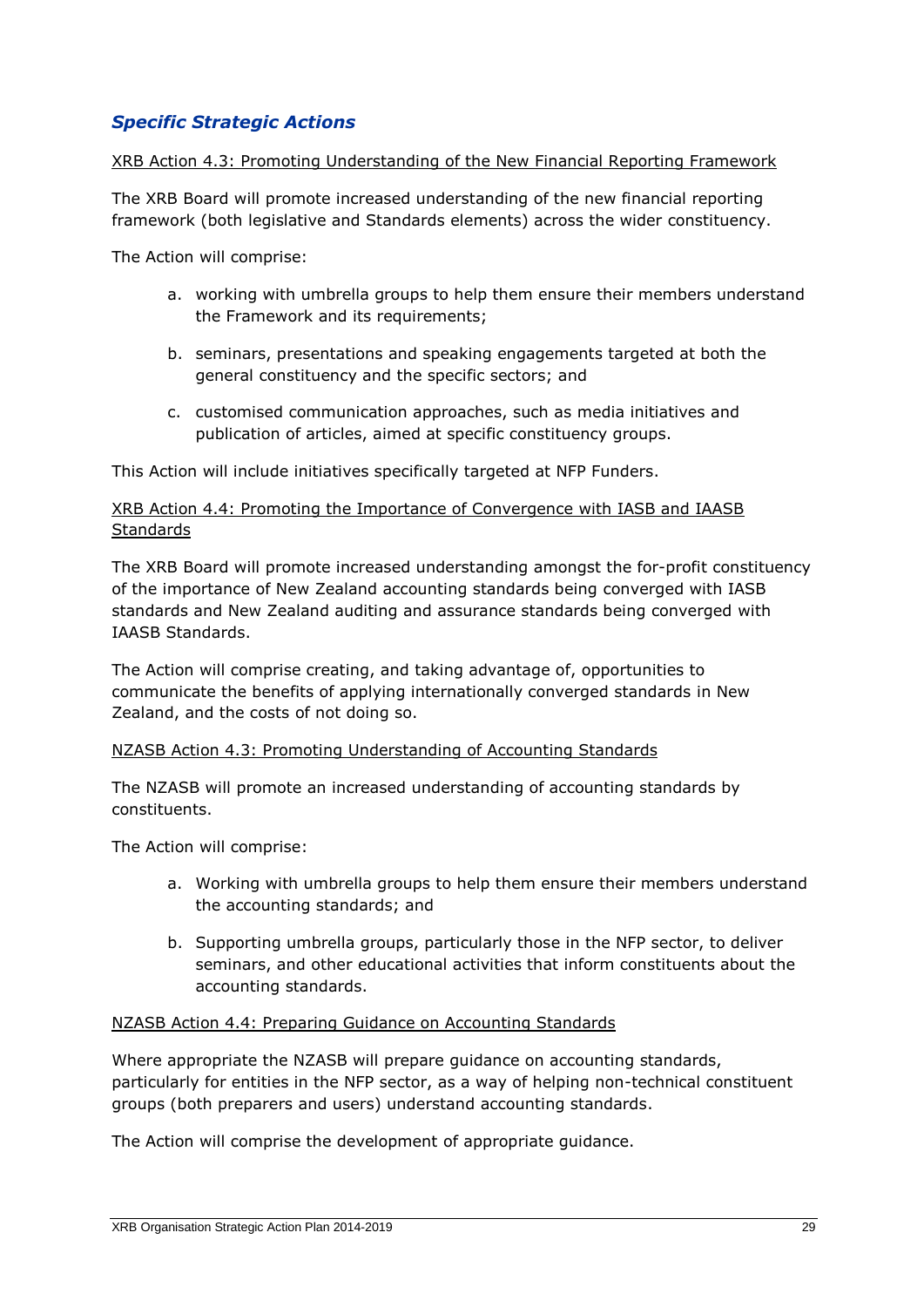## *Specific Strategic Actions*

XRB Action 4.3: Promoting Understanding of the New Financial Reporting Framework

The XRB Board will promote increased understanding of the new financial reporting framework (both legislative and Standards elements) across the wider constituency.

The Action will comprise:

a. working with umbrella groups to help them ensure their members understand the Framework and its requirements;

b. seminars, presentations and speaking engagements targeted at both the general constituency and the specific sectors; and

c. customised communication approaches, such as media initiatives and publication of articles, aimed at specific constituency groups.

This Action will include initiatives specifically targeted at NFP Funders.

XRB Action 4.4: Promoting the Importance of Convergence with IASB and IAASB Standards

The XRB Board will promote increased understanding amongst the for-profit constituency of the importance of New Zealand accounting standards being converged with IASB standards and New Zealand auditing and assurance standards being converged with IAASB Standards.

The Action will comprise creating, and taking advantage of, opportunities to communicate the benefits of applying internationally converged standards in New Zealand, and the costs of not doing so.

NZASB Action 4.3: Promoting Understanding of Accounting Standards

The NZASB will promote an increased understanding of accounting standards by constituents.

The Action will comprise:

a. Working with umbrella groups to help them ensure their members understand the accounting standards; and

b. Supporting umbrella groups, particularly those in the NFP sector, to deliver seminars, and other educational activities that inform constituents about the accounting standards.

NZASB Action 4.4: Preparing Guidance on Accounting Standards

Where appropriate the NZASB will prepare guidance on accounting standards, particularly for entities in the NFP sector, as a way of helping non-technical constituent groups (both preparers and users) understand accounting standards.

The Action will comprise the development of appropriate guidance.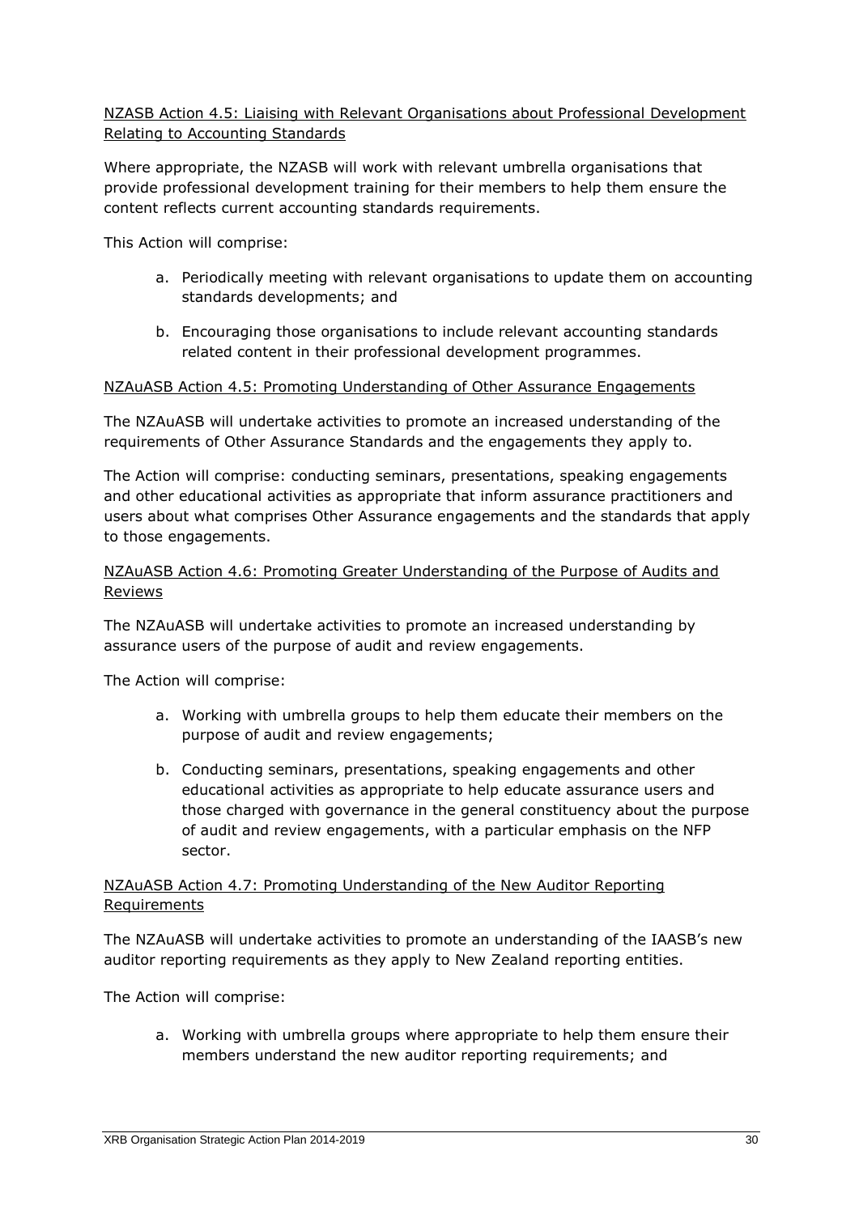NZASB Action 4.5: Liaising with Relevant Organisations about Professional Development Relating to Accounting Standards

Where appropriate, the NZASB will work with relevant umbrella organisations that provide professional development training for their members to help them ensure the content reflects current accounting standards requirements.

This Action will comprise:

a. Periodically meeting with relevant organisations to update them on accounting standards developments; and

b. Encouraging those organisations to include relevant accounting standards related content in their professional development programmes.

NZAuASB Action 4.5: Promoting Understanding of Other Assurance Engagements

The NZAuASB will undertake activities to promote an increased understanding of the requirements of Other Assurance Standards and the engagements they apply to.

The Action will comprise: conducting seminars, presentations, speaking engagements and other educational activities as appropriate that inform assurance practitioners and users about what comprises Other Assurance engagements and the standards that apply to those engagements.

NZAuASB Action 4.6: Promoting Greater Understanding of the Purpose of Audits and Reviews

The NZAuASB will undertake activities to promote an increased understanding by assurance users of the purpose of audit and review engagements.

The Action will comprise:

a. Working with umbrella groups to help them educate their members on the purpose of audit and review engagements;

b. Conducting seminars, presentations, speaking engagements and other educational activities as appropriate to help educate assurance users and those charged with governance in the general constituency about the purpose of audit and review engagements, with a particular emphasis on the NFP sector.

NZAuASB Action 4.7: Promoting Understanding of the New Auditor Reporting Requirements

The NZAuASB will undertake activities to promote an understanding of the IAASB's new auditor reporting requirements as they apply to New Zealand reporting entities.

The Action will comprise:

a. Working with umbrella groups where appropriate to help them ensure their members understand the new auditor reporting requirements; and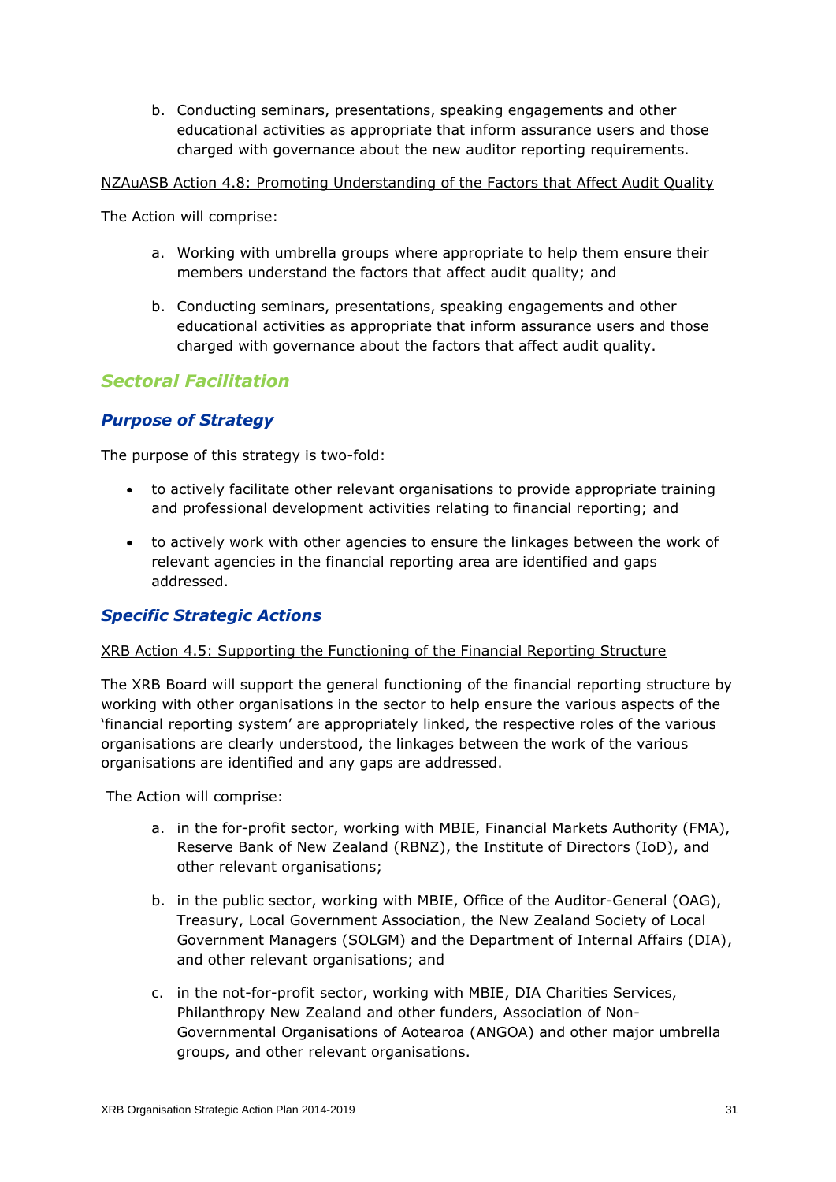b. Conducting seminars, presentations, speaking engagements and other educational activities as appropriate that inform assurance users and those charged with governance about the new auditor reporting requirements.

NZAuASB Action 4.8: Promoting Understanding of the Factors that Affect Audit Quality

The Action will comprise:

a. Working with umbrella groups where appropriate to help them ensure their members understand the factors that affect audit quality; and

b. Conducting seminars, presentations, speaking engagements and other educational activities as appropriate that inform assurance users and those charged with governance about the factors that affect audit quality.

## *Sectoral Facilitation*

### *Purpose of Strategy*

The purpose of this strategy is two-fold:

- to actively facilitate other relevant organisations to provide appropriate training and professional development activities relating to financial reporting; and
- to actively work with other agencies to ensure the linkages between the work of relevant agencies in the financial reporting area are identified and gaps addressed.

### *Specific Strategic Actions*

XRB Action 4.5: Supporting the Functioning of the Financial Reporting Structure

The XRB Board will support the general functioning of the financial reporting structure by working with other organisations in the sector to help ensure the various aspects of the 'financial reporting system' are appropriately linked, the respective roles of the various organisations are clearly understood, the linkages between the work of the various organisations are identified and any gaps are addressed.

The Action will comprise:

a. in the for-profit sector, working with MBIE, Financial Markets Authority (FMA), Reserve Bank of New Zealand (RBNZ), the Institute of Directors (IoD), and other relevant organisations;

b. in the public sector, working with MBIE, Office of the Auditor-General (OAG), Treasury, Local Government Association, the New Zealand Society of Local Government Managers (SOLGM) and the Department of Internal Affairs (DIA), and other relevant organisations; and

c. in the not-for-profit sector, working with MBIE, DIA Charities Services, Philanthropy New Zealand and other funders, Association of Non-Governmental Organisations of Aotearoa (ANGOA) and other major umbrella groups, and other relevant organisations.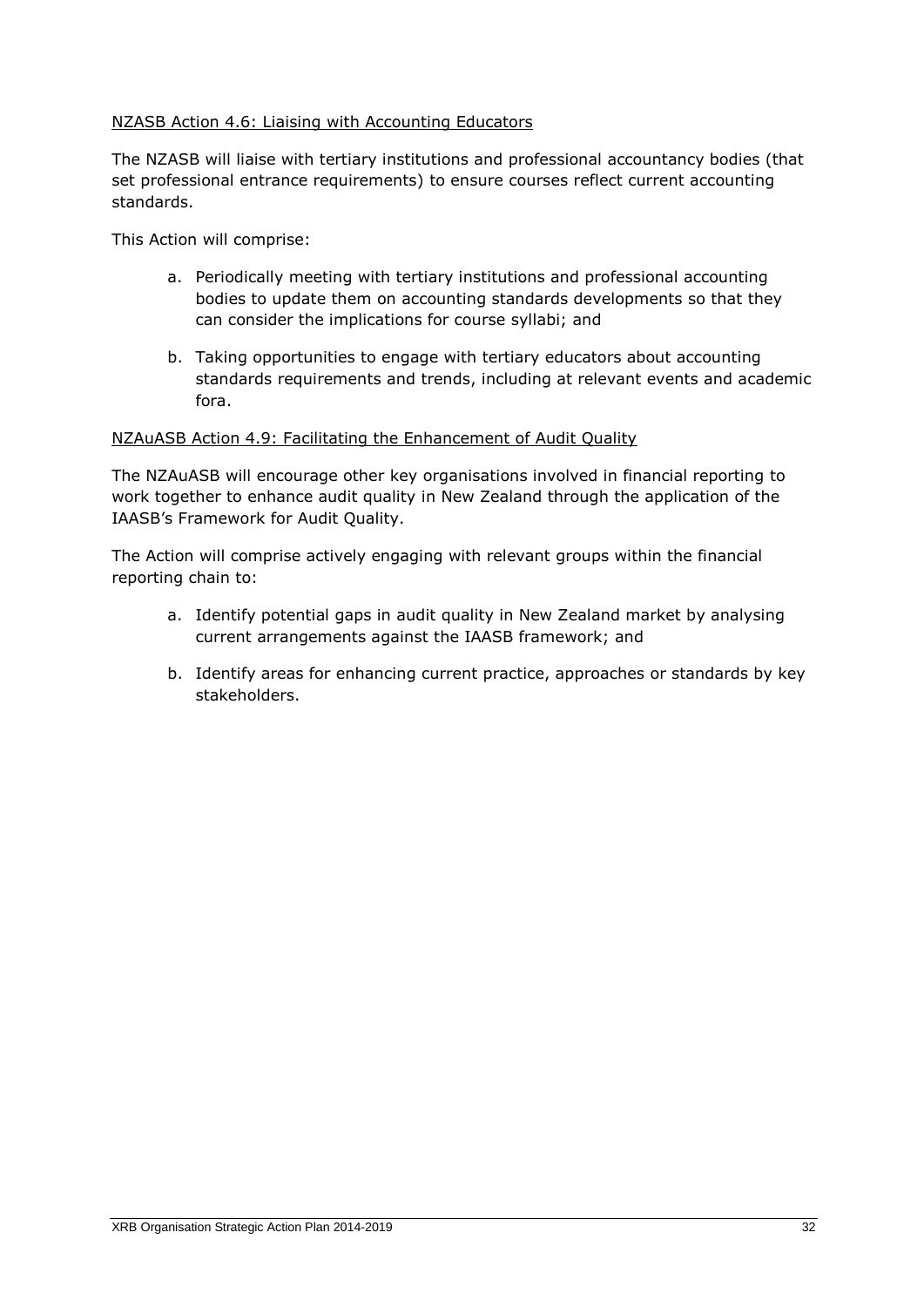NZASB Action 4.6: Liaising with Accounting Educators

The NZASB will liaise with tertiary institutions and professional accountancy bodies (that set professional entrance requirements) to ensure courses reflect current accounting standards.

This Action will comprise:

a. Periodically meeting with tertiary institutions and professional accounting bodies to update them on accounting standards developments so that they can consider the implications for course syllabi; and

b. Taking opportunities to engage with tertiary educators about accounting standards requirements and trends, including at relevant events and academic fora.

NZAuASB Action 4.9: Facilitating the Enhancement of Audit Quality

The NZAuASB will encourage other key organisations involved in financial reporting to work together to enhance audit quality in New Zealand through the application of the IAASB's Framework for Audit Quality.

The Action will comprise actively engaging with relevant groups within the financial reporting chain to:

a. Identify potential gaps in audit quality in New Zealand market by analysing current arrangements against the IAASB framework; and

b. Identify areas for enhancing current practice, approaches or standards by key stakeholders.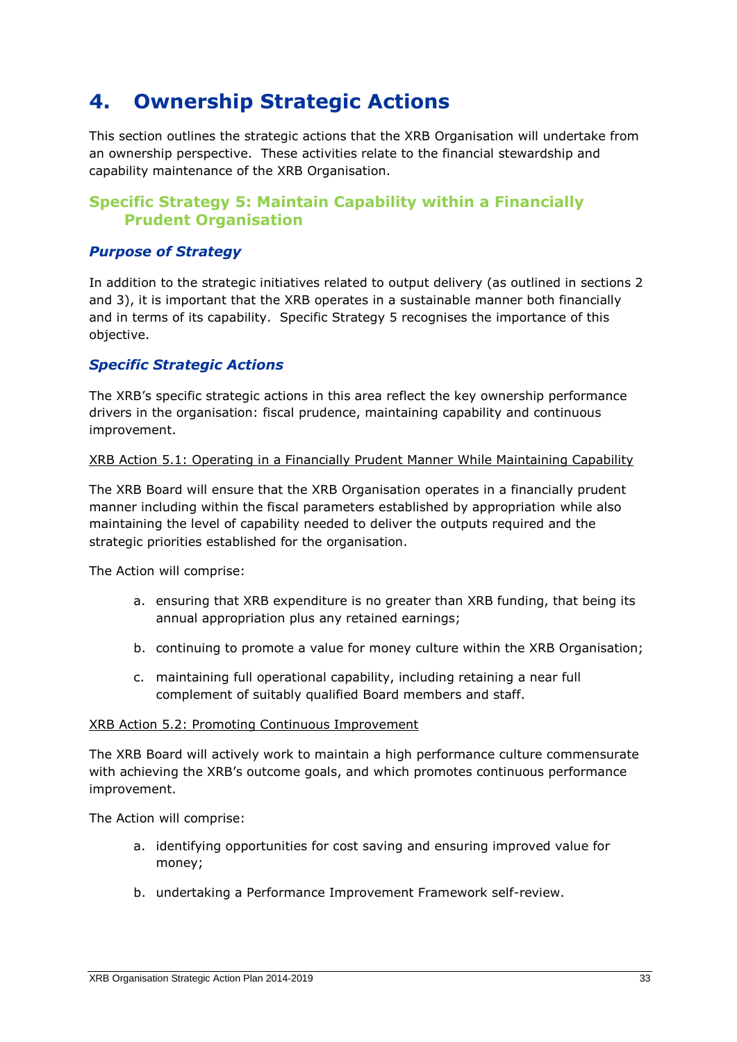# 4. Ownership Strategic Actions

This section outlines the strategic actions that the XRB Organisation will undertake from an ownership perspective. These activities relate to the financial stewardship and capability maintenance of the XRB Organisation.

## Specific Strategy 5: Maintain Capability within a Financially Prudent Organisation

### *Purpose of Strategy*

In addition to the strategic initiatives related to output delivery (as outlined in sections 2 and 3), it is important that the XRB operates in a sustainable manner both financially and in terms of its capability. Specific Strategy 5 recognises the importance of this objective.

### *Specific Strategic Actions*

The XRB's specific strategic actions in this area reflect the key ownership performance drivers in the organisation: fiscal prudence, maintaining capability and continuous improvement.

<u>XRB Action 5.1: Operating in a Financially Prudent Manner While Maintaining Capability</u>

The XRB Board will ensure that the XRB Organisation operates in a financially prudent manner including within the fiscal parameters established by appropriation while also maintaining the level of capability needed to deliver the outputs required and the strategic priorities established for the organisation.

The Action will comprise:

a. ensuring that XRB expenditure is no greater than XRB funding, that being its annual appropriation plus any retained earnings;

b. continuing to promote a value for money culture within the XRB Organisation;

c. maintaining full operational capability, including retaining a near full complement of suitably qualified Board members and staff.

<u>XRB Action 5.2: Promoting Continuous Improvement</u>

The XRB Board will actively work to maintain a high performance culture commensurate with achieving the XRB's outcome goals, and which promotes continuous performance improvement.

The Action will comprise:

a. identifying opportunities for cost saving and ensuring improved value for money;

b. undertaking a Performance Improvement Framework self-review.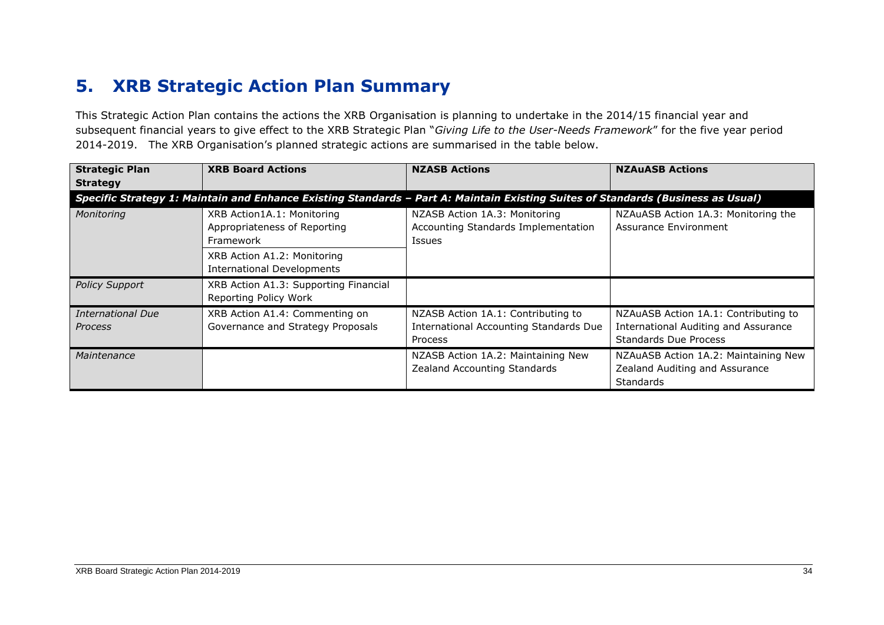## 5. XRB Strategic Action Plan Summary

This Strategic Action Plan contains the actions the XRB Organisation is planning to undertake in the 2014/15 financial year and subsequent financial years to give effect to the XRB Strategic Plan "*Giving Life to the User-Needs Framework*" for the five year period 2014-2019. The XRB Organisation's planned strategic actions are summarised in the table below.

| **Strategic Plan Strategy** | **XRB Board Actions** | **NZASB Actions** | **NZAuASB Actions** |
| --- | --- | --- | --- |
| ***Specific Strategy 1: Maintain and Enhance Existing Standards – Part A: Maintain Existing Suites of Standards (Business as Usual)*** | | | |
| *Monitoring* | XRB Action1A.1: Monitoring Appropriateness of Reporting Framework<br>XRB Action A1.2: Monitoring International Developments | NZASB Action 1A.3: Monitoring Accounting Standards Implementation Issues | NZAuASB Action 1A.3: Monitoring the Assurance Environment |
| *Policy Support* | XRB Action A1.3: Supporting Financial Reporting Policy Work | | |
| *International Due Process* | XRB Action A1.4: Commenting on Governance and Strategy Proposals | NZASB Action 1A.1: Contributing to International Accounting Standards Due Process | NZAuASB Action 1A.1: Contributing to International Auditing and Assurance Standards Due Process |
| *Maintenance* | | NZASB Action 1A.2: Maintaining New Zealand Accounting Standards | NZAuASB Action 1A.2: Maintaining New Zealand Auditing and Assurance Standards |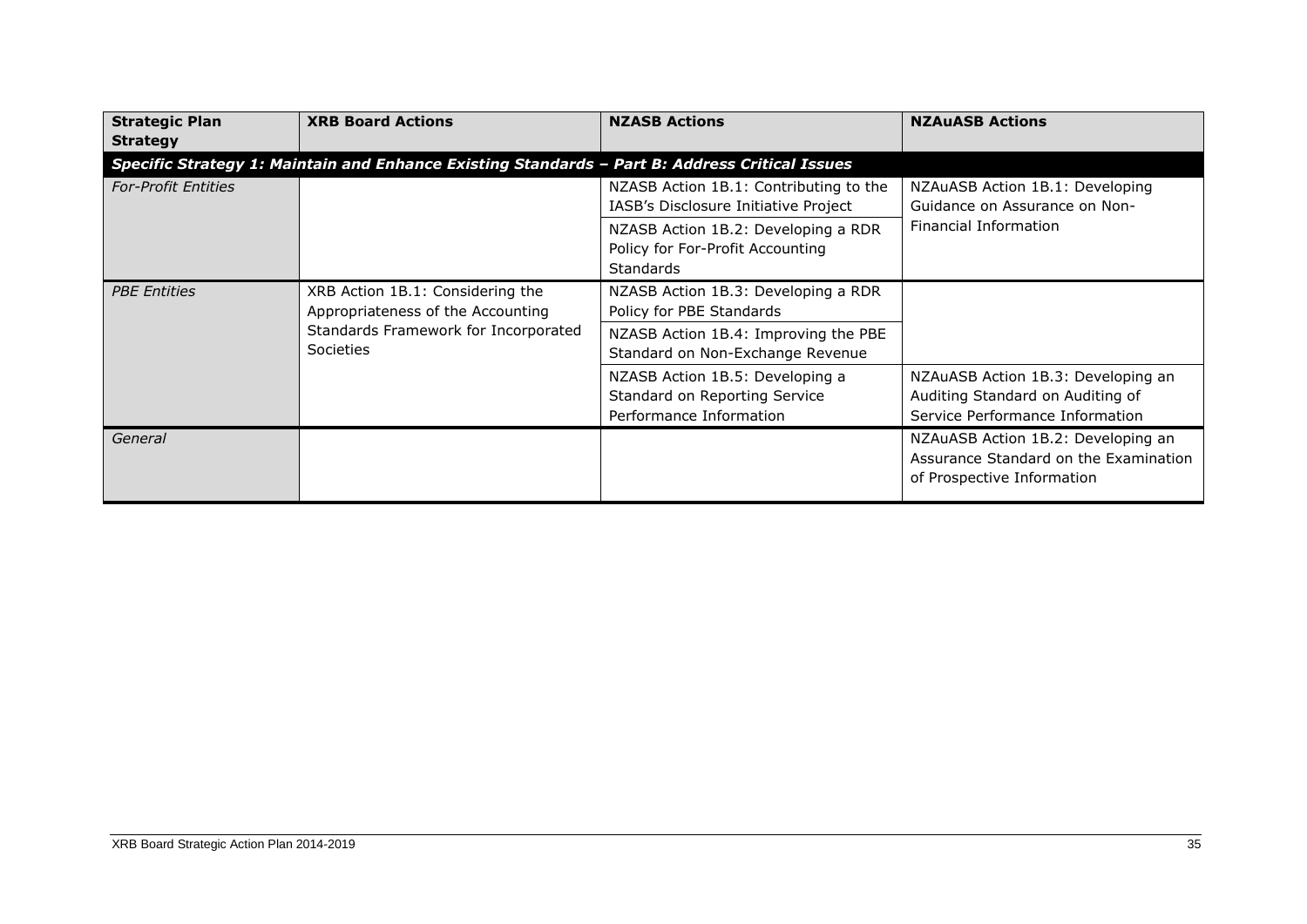| Strategic Plan Strategy | XRB Board Actions | NZASB Actions | NZAuASB Actions |
|---|---|---|---|
| ***Specific Strategy 1: Maintain and Enhance Existing Standards – Part B: Address Critical Issues*** | | | |
| *For-Profit Entities* | | NZASB Action 1B.1: Contributing to the IASB's Disclosure Initiative Project | NZAuASB Action 1B.1: Developing Guidance on Assurance on Non-Financial Information |
| | | NZASB Action 1B.2: Developing a RDR Policy for For-Profit Accounting Standards | |
| *PBE Entities* | XRB Action 1B.1: Considering the Appropriateness of the Accounting Standards Framework for Incorporated Societies | NZASB Action 1B.3: Developing a RDR Policy for PBE Standards | |
| | | NZASB Action 1B.4: Improving the PBE Standard on Non-Exchange Revenue | |
| | | NZASB Action 1B.5: Developing a Standard on Reporting Service Performance Information | NZAuASB Action 1B.3: Developing an Auditing Standard on Auditing of Service Performance Information |
| *General* | | | NZAuASB Action 1B.2: Developing an Assurance Standard on the Examination of Prospective Information |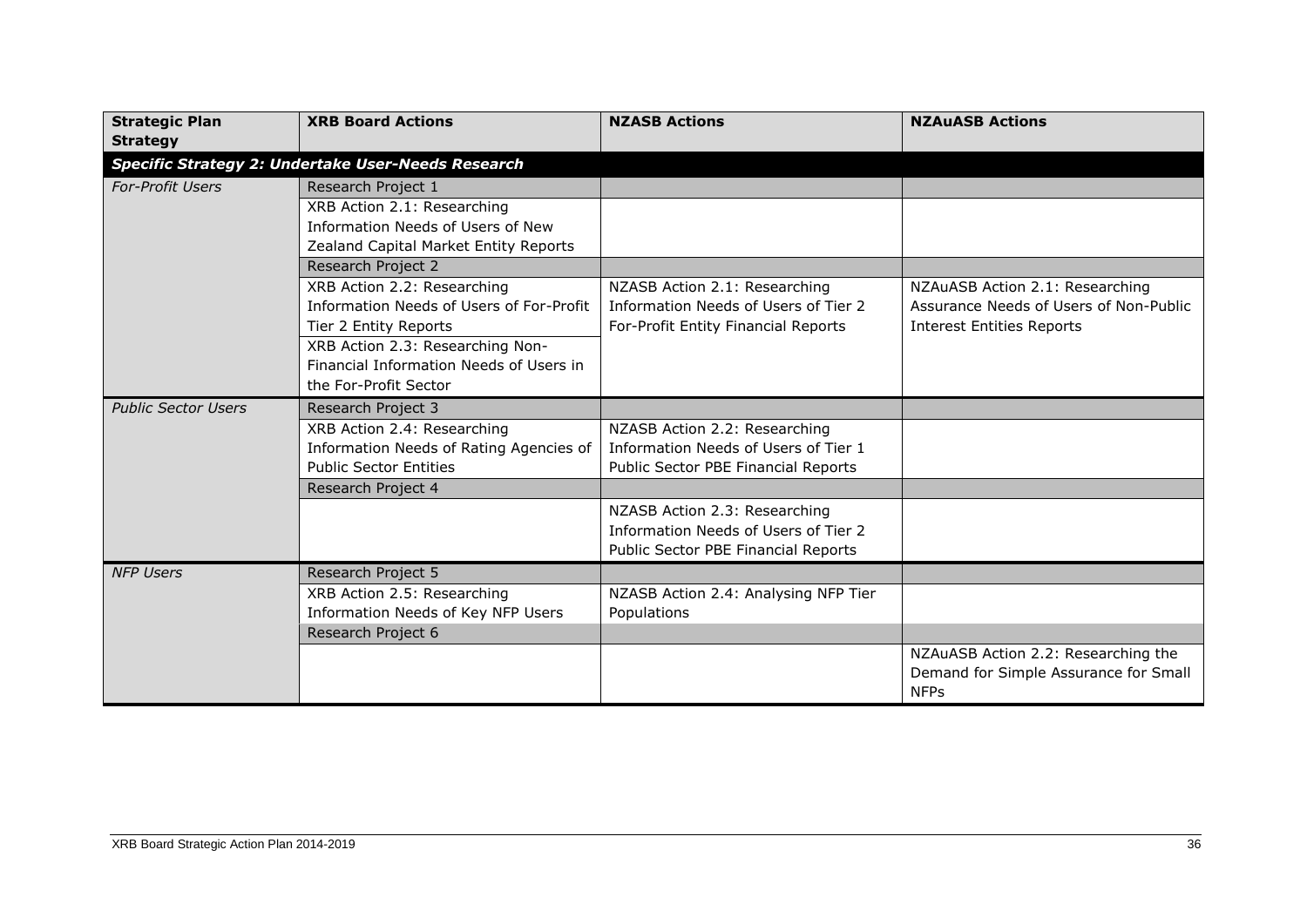| Strategic Plan Strategy | XRB Board Actions | NZASB Actions | NZAuASB Actions |
|---|---|---|---|
| ***Specific Strategy 2: Undertake User-Needs Research*** | | | |
| *For-Profit Users* | Research Project 1 | | |
| | XRB Action 2.1: Researching Information Needs of Users of New Zealand Capital Market Entity Reports | | |
| | Research Project 2 | | |
| | XRB Action 2.2: Researching Information Needs of Users of For-Profit Tier 2 Entity Reports | NZASB Action 2.1: Researching Information Needs of Users of Tier 2 For-Profit Entity Financial Reports | NZAuASB Action 2.1: Researching Assurance Needs of Users of Non-Public Interest Entities Reports |
| | XRB Action 2.3: Researching Non-Financial Information Needs of Users in the For-Profit Sector | | |
| *Public Sector Users* | Research Project 3 | | |
| | XRB Action 2.4: Researching Information Needs of Rating Agencies of Public Sector Entities | NZASB Action 2.2: Researching Information Needs of Users of Tier 1 Public Sector PBE Financial Reports | |
| | Research Project 4 | | |
| | | NZASB Action 2.3: Researching Information Needs of Users of Tier 2 Public Sector PBE Financial Reports | |
| *NFP Users* | Research Project 5 | | |
| | XRB Action 2.5: Researching Information Needs of Key NFP Users | NZASB Action 2.4: Analysing NFP Tier Populations | |
| | Research Project 6 | | |
| | | | NZAuASB Action 2.2: Researching the Demand for Simple Assurance for Small NFPs |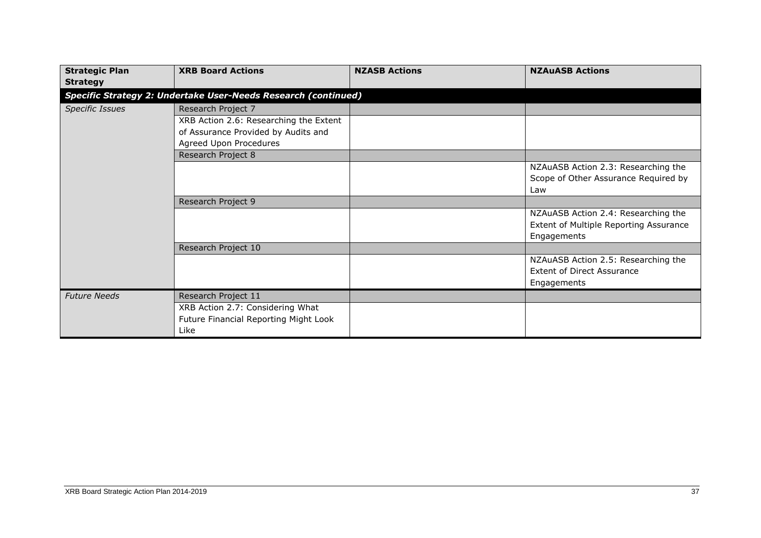| Strategic Plan Strategy | XRB Board Actions | NZASB Actions | NZAuASB Actions |
|---|---|---|---|
| ***Specific Strategy 2: Undertake User-Needs Research (continued)*** | | | |
| *Specific Issues* | Research Project 7 | | |
| | XRB Action 2.6: Researching the Extent of Assurance Provided by Audits and Agreed Upon Procedures | | |
| | Research Project 8 | | |
| | | | NZAuASB Action 2.3: Researching the Scope of Other Assurance Required by Law |
| | Research Project 9 | | |
| | | | NZAuASB Action 2.4: Researching the Extent of Multiple Reporting Assurance Engagements |
| | Research Project 10 | | |
| | | | NZAuASB Action 2.5: Researching the Extent of Direct Assurance Engagements |
| *Future Needs* | Research Project 11 | | |
| | XRB Action 2.7: Considering What Future Financial Reporting Might Look Like | | |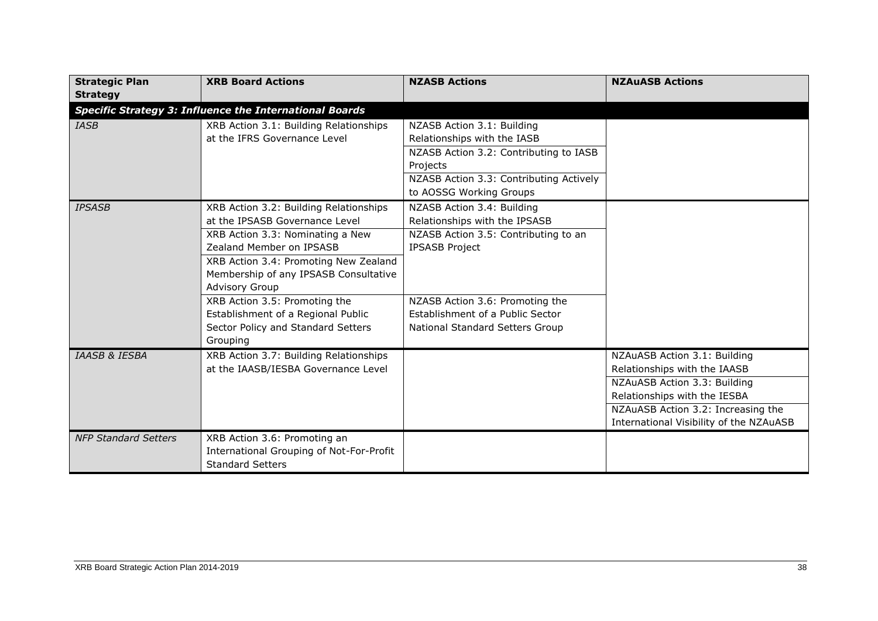| Strategic Plan Strategy | XRB Board Actions | NZASB Actions | NZAuASB Actions |
|---|---|---|---|
| ***Specific Strategy 3: Influence the International Boards*** | | | |
| *IASB* | XRB Action 3.1: Building Relationships at the IFRS Governance Level | NZASB Action 3.1: Building Relationships with the IASB<br>NZASB Action 3.2: Contributing to IASB Projects<br>NZASB Action 3.3: Contributing Actively to AOSSG Working Groups | |
| *IPSASB* | XRB Action 3.2: Building Relationships at the IPSASB Governance Level<br>XRB Action 3.3: Nominating a New Zealand Member on IPSASB<br>XRB Action 3.4: Promoting New Zealand Membership of any IPSASB Consultative Advisory Group | NZASB Action 3.4: Building Relationships with the IPSASB<br>NZASB Action 3.5: Contributing to an IPSASB Project | |
| | XRB Action 3.5: Promoting the Establishment of a Regional Public Sector Policy and Standard Setters Grouping | NZASB Action 3.6: Promoting the Establishment of a Public Sector National Standard Setters Group | |
| *IAASB & IESBA* | XRB Action 3.7: Building Relationships at the IAASB/IESBA Governance Level | | NZAuASB Action 3.1: Building Relationships with the IAASB<br>NZAuASB Action 3.3: Building Relationships with the IESBA<br>NZAuASB Action 3.2: Increasing the International Visibility of the NZAuASB |
| *NFP Standard Setters* | XRB Action 3.6: Promoting an International Grouping of Not-For-Profit Standard Setters | | |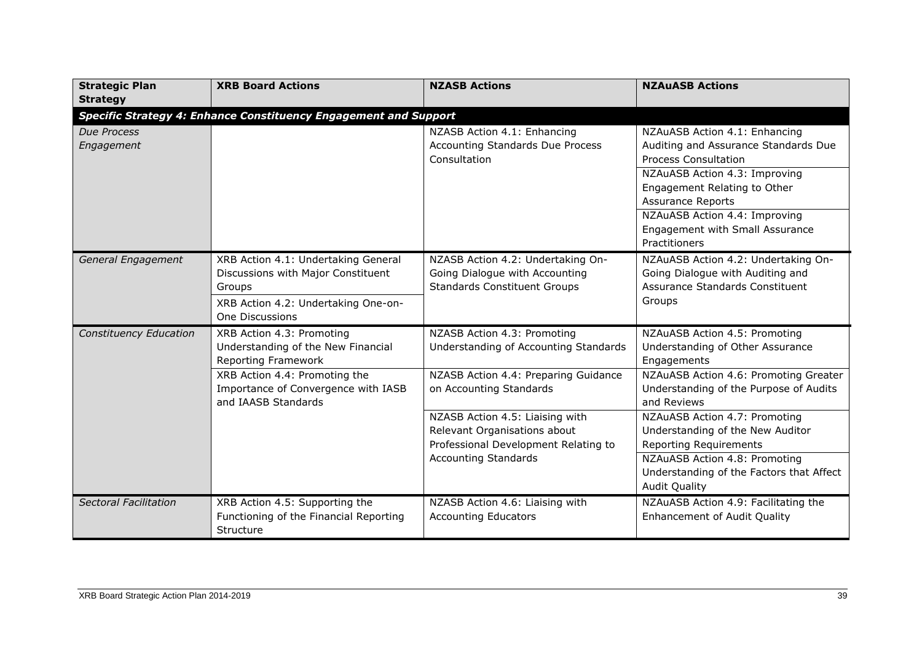| **Strategic Plan Strategy** | **XRB Board Actions** | **NZASB Actions** | **NZAuASB Actions** |
|---|---|---|---|
| ***Specific Strategy 4: Enhance Constituency Engagement and Support*** | | | |
| *Due Process Engagement* | | NZASB Action 4.1: Enhancing Accounting Standards Due Process Consultation | NZAuASB Action 4.1: Enhancing Auditing and Assurance Standards Due Process Consultation<br>NZAuASB Action 4.3: Improving Engagement Relating to Other Assurance Reports<br>NZAuASB Action 4.4: Improving Engagement with Small Assurance Practitioners |
| *General Engagement* | XRB Action 4.1: Undertaking General Discussions with Major Constituent Groups<br>XRB Action 4.2: Undertaking One-on-One Discussions | NZASB Action 4.2: Undertaking On-Going Dialogue with Accounting Standards Constituent Groups | NZAuASB Action 4.2: Undertaking On-Going Dialogue with Auditing and Assurance Standards Constituent Groups |
| *Constituency Education* | XRB Action 4.3: Promoting Understanding of the New Financial Reporting Framework<br>XRB Action 4.4: Promoting the Importance of Convergence with IASB and IAASB Standards | NZASB Action 4.3: Promoting Understanding of Accounting Standards<br>NZASB Action 4.4: Preparing Guidance on Accounting Standards<br>NZASB Action 4.5: Liaising with Relevant Organisations about Professional Development Relating to Accounting Standards | NZAuASB Action 4.5: Promoting Understanding of Other Assurance Engagements<br>NZAuASB Action 4.6: Promoting Greater Understanding of the Purpose of Audits and Reviews<br>NZAuASB Action 4.7: Promoting Understanding of the New Auditor Reporting Requirements<br>NZAuASB Action 4.8: Promoting Understanding of the Factors that Affect Audit Quality |
| *Sectoral Facilitation* | XRB Action 4.5: Supporting the Functioning of the Financial Reporting Structure | NZASB Action 4.6: Liaising with Accounting Educators | NZAuASB Action 4.9: Facilitating the Enhancement of Audit Quality |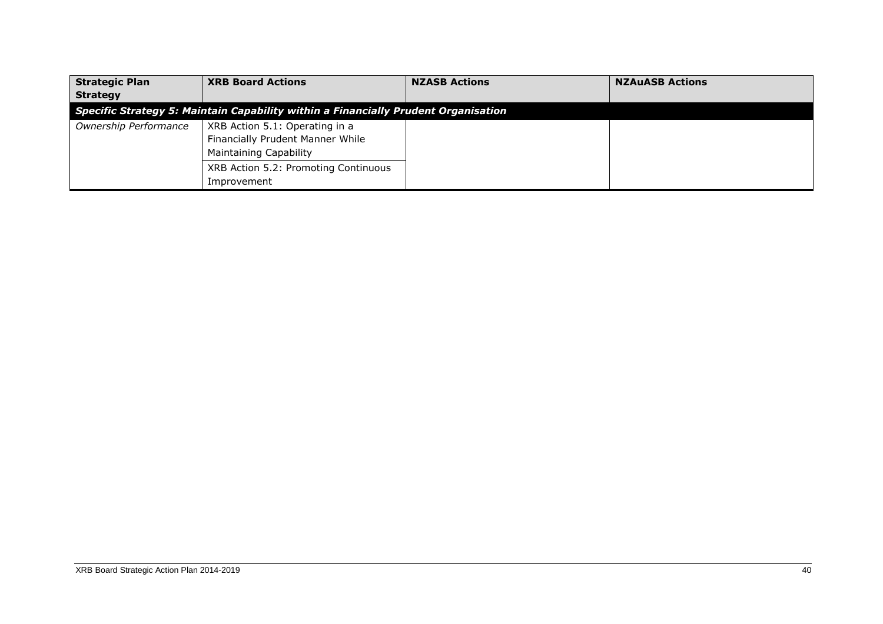| **Strategic Plan Strategy** | **XRB Board Actions** | **NZASB Actions** | **NZAuASB Actions** |
|---|---|---|---|
| ***Specific Strategy 5: Maintain Capability within a Financially Prudent Organisation*** | | | |
| *Ownership Performance* | XRB Action 5.1: Operating in a Financially Prudent Manner While Maintaining Capability | | |
| | XRB Action 5.2: Promoting Continuous Improvement | | |